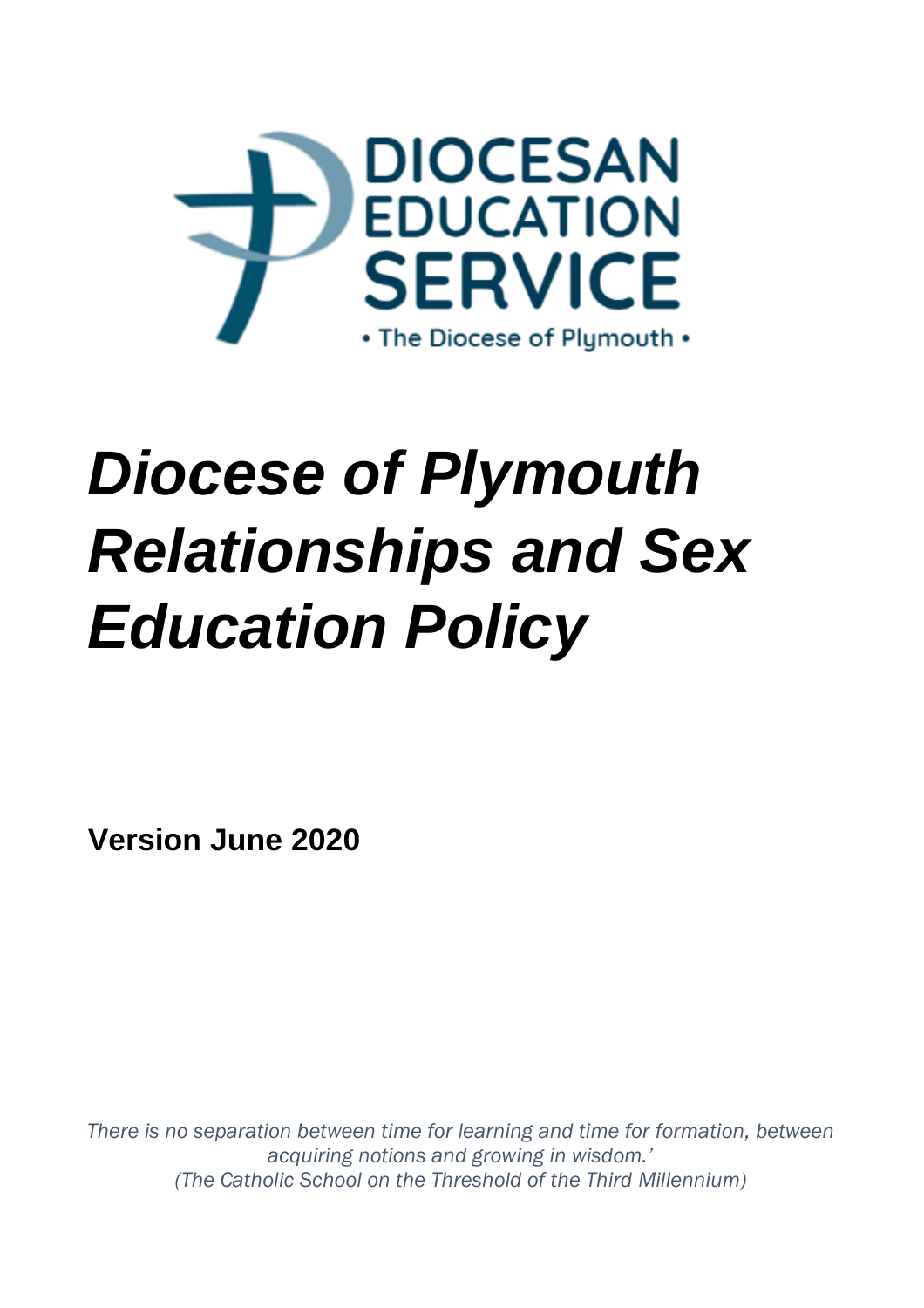DIOCESAN EDUCATION SERVICE

• The Diocese of Plymouth •

# *Diocese of Plymouth Relationships and Sex Education Policy*

**Version June 2020**

*There is no separation between time for learning and time for formation, between acquiring notions and growing in wisdom.'*
*(The Catholic School on the Threshold of the Third Millennium)*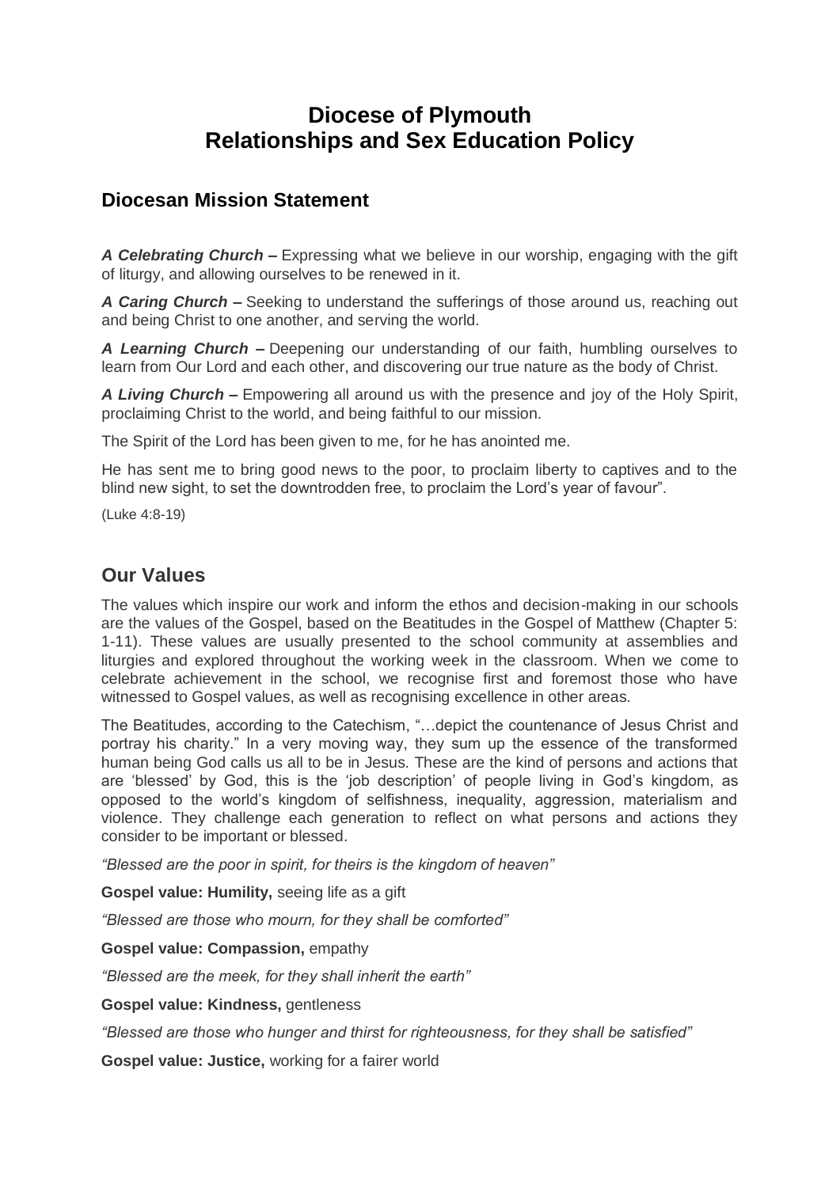# Diocese of Plymouth
# Relationships and Sex Education Policy

## Diocesan Mission Statement

***A Celebrating Church –*** Expressing what we believe in our worship, engaging with the gift of liturgy, and allowing ourselves to be renewed in it.

***A Caring Church –*** Seeking to understand the sufferings of those around us, reaching out and being Christ to one another, and serving the world.

***A Learning Church –*** Deepening our understanding of our faith, humbling ourselves to learn from Our Lord and each other, and discovering our true nature as the body of Christ.

***A Living Church –*** Empowering all around us with the presence and joy of the Holy Spirit, proclaiming Christ to the world, and being faithful to our mission.

The Spirit of the Lord has been given to me, for he has anointed me.

He has sent me to bring good news to the poor, to proclaim liberty to captives and to the blind new sight, to set the downtrodden free, to proclaim the Lord's year of favour".

(Luke 4:8-19)

## Our Values

The values which inspire our work and inform the ethos and decision-making in our schools are the values of the Gospel, based on the Beatitudes in the Gospel of Matthew (Chapter 5: 1-11). These values are usually presented to the school community at assemblies and liturgies and explored throughout the working week in the classroom. When we come to celebrate achievement in the school, we recognise first and foremost those who have witnessed to Gospel values, as well as recognising excellence in other areas.

The Beatitudes, according to the Catechism, "…depict the countenance of Jesus Christ and portray his charity." In a very moving way, they sum up the essence of the transformed human being God calls us all to be in Jesus. These are the kind of persons and actions that are 'blessed' by God, this is the 'job description' of people living in God's kingdom, as opposed to the world's kingdom of selfishness, inequality, aggression, materialism and violence. They challenge each generation to reflect on what persons and actions they consider to be important or blessed.

*"Blessed are the poor in spirit, for theirs is the kingdom of heaven"*

**Gospel value: Humility,** seeing life as a gift

*"Blessed are those who mourn, for they shall be comforted"*

**Gospel value: Compassion,** empathy

*"Blessed are the meek, for they shall inherit the earth"*

**Gospel value: Kindness,** gentleness

*"Blessed are those who hunger and thirst for righteousness, for they shall be satisfied"*

**Gospel value: Justice,** working for a fairer world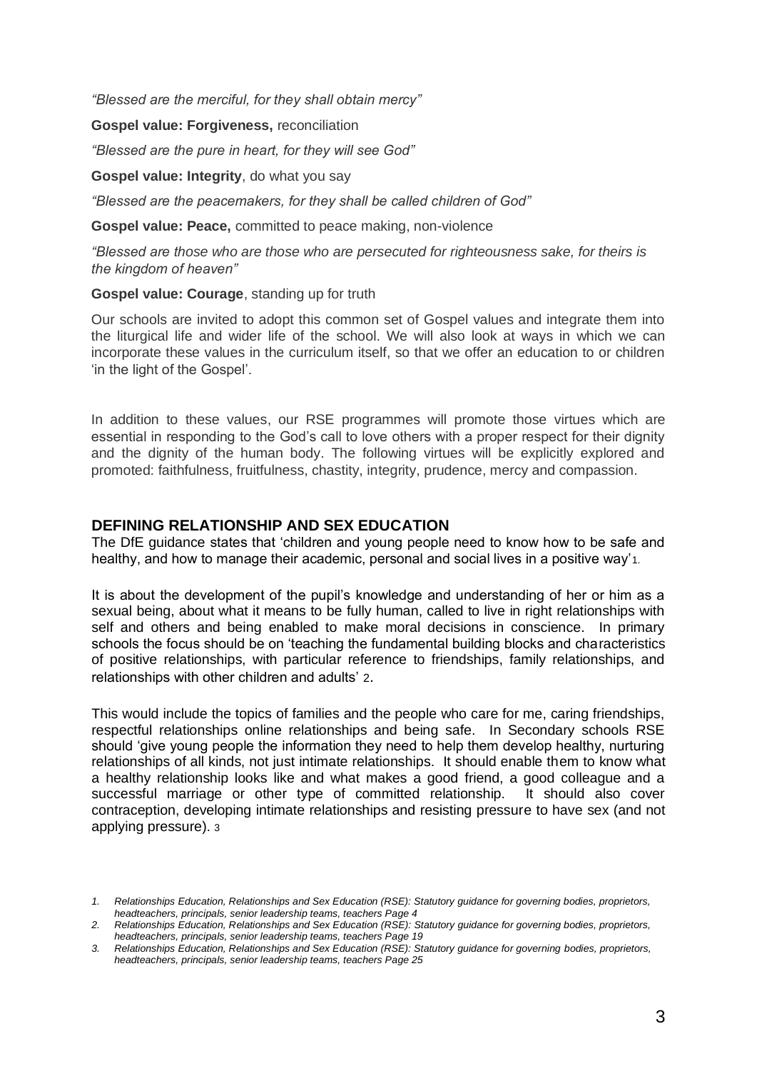*"Blessed are the merciful, for they shall obtain mercy"*

**Gospel value: Forgiveness,** reconciliation

*"Blessed are the pure in heart, for they will see God"*

**Gospel value: Integrity**, do what you say

*"Blessed are the peacemakers, for they shall be called children of God"*

**Gospel value: Peace,** committed to peace making, non-violence

*"Blessed are those who are those who are persecuted for righteousness sake, for theirs is the kingdom of heaven"*

**Gospel value: Courage**, standing up for truth

Our schools are invited to adopt this common set of Gospel values and integrate them into the liturgical life and wider life of the school. We will also look at ways in which we can incorporate these values in the curriculum itself, so that we offer an education to or children 'in the light of the Gospel'.

In addition to these values, our RSE programmes will promote those virtues which are essential in responding to the God's call to love others with a proper respect for their dignity and the dignity of the human body. The following virtues will be explicitly explored and promoted: faithfulness, fruitfulness, chastity, integrity, prudence, mercy and compassion.

## DEFINING RELATIONSHIP AND SEX EDUCATION

The DfE guidance states that 'children and young people need to know how to be safe and healthy, and how to manage their academic, personal and social lives in a positive way'[1].

It is about the development of the pupil's knowledge and understanding of her or him as a sexual being, about what it means to be fully human, called to live in right relationships with self and others and being enabled to make moral decisions in conscience. In primary schools the focus should be on 'teaching the fundamental building blocks and characteristics of positive relationships, with particular reference to friendships, family relationships, and relationships with other children and adults' [2].

This would include the topics of families and the people who care for me, caring friendships, respectful relationships online relationships and being safe. In Secondary schools RSE should 'give young people the information they need to help them develop healthy, nurturing relationships of all kinds, not just intimate relationships. It should enable them to know what a healthy relationship looks like and what makes a good friend, a good colleague and a successful marriage or other type of committed relationship. It should also cover contraception, developing intimate relationships and resisting pressure to have sex (and not applying pressure). [3]

1. *Relationships Education, Relationships and Sex Education (RSE): Statutory guidance for governing bodies, proprietors, headteachers, principals, senior leadership teams, teachers Page 4*
2. *Relationships Education, Relationships and Sex Education (RSE): Statutory guidance for governing bodies, proprietors, headteachers, principals, senior leadership teams, teachers Page 19*
3. *Relationships Education, Relationships and Sex Education (RSE): Statutory guidance for governing bodies, proprietors, headteachers, principals, senior leadership teams, teachers Page 25*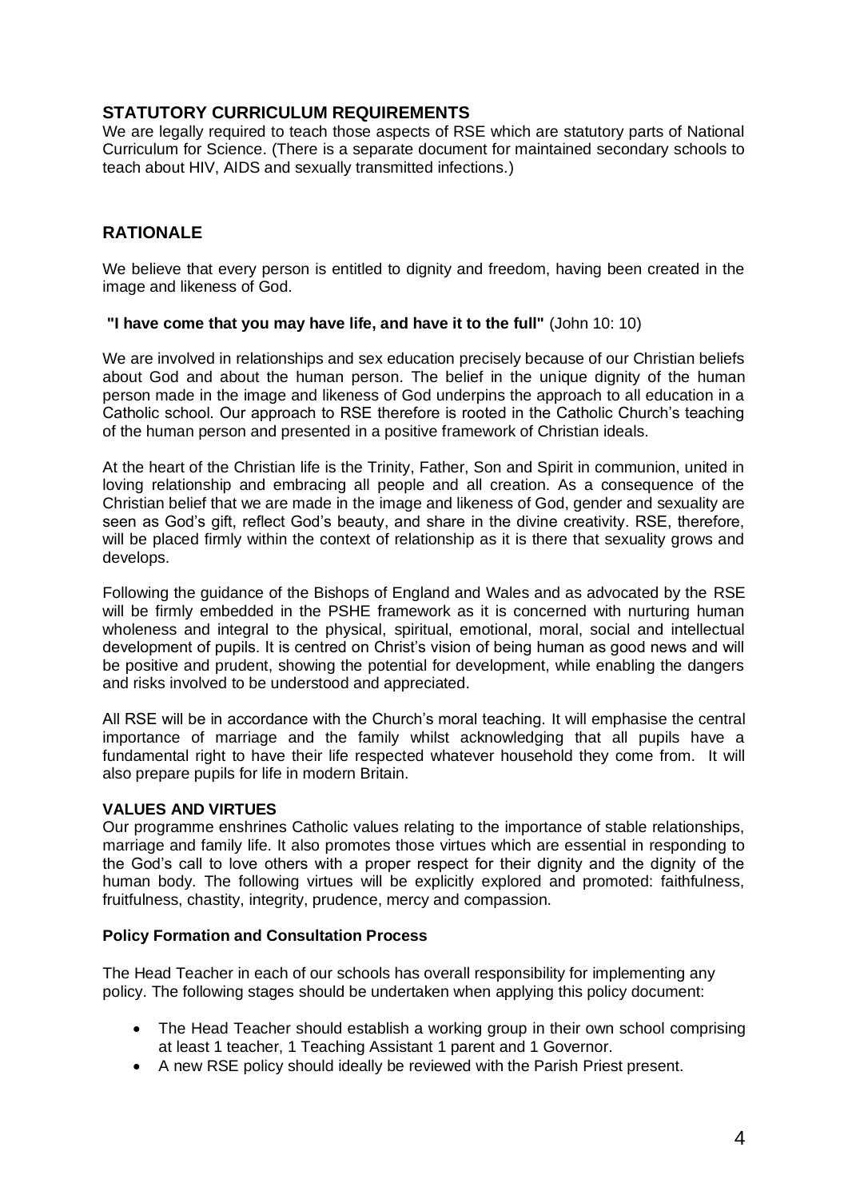## STATUTORY CURRICULUM REQUIREMENTS

We are legally required to teach those aspects of RSE which are statutory parts of National Curriculum for Science. (There is a separate document for maintained secondary schools to teach about HIV, AIDS and sexually transmitted infections.)

## RATIONALE

We believe that every person is entitled to dignity and freedom, having been created in the image and likeness of God.

**"I have come that you may have life, and have it to the full"** (John 10: 10)

We are involved in relationships and sex education precisely because of our Christian beliefs about God and about the human person. The belief in the unique dignity of the human person made in the image and likeness of God underpins the approach to all education in a Catholic school. Our approach to RSE therefore is rooted in the Catholic Church's teaching of the human person and presented in a positive framework of Christian ideals.

At the heart of the Christian life is the Trinity, Father, Son and Spirit in communion, united in loving relationship and embracing all people and all creation. As a consequence of the Christian belief that we are made in the image and likeness of God, gender and sexuality are seen as God's gift, reflect God's beauty, and share in the divine creativity. RSE, therefore, will be placed firmly within the context of relationship as it is there that sexuality grows and develops.

Following the guidance of the Bishops of England and Wales and as advocated by the RSE will be firmly embedded in the PSHE framework as it is concerned with nurturing human wholeness and integral to the physical, spiritual, emotional, moral, social and intellectual development of pupils. It is centred on Christ's vision of being human as good news and will be positive and prudent, showing the potential for development, while enabling the dangers and risks involved to be understood and appreciated.

All RSE will be in accordance with the Church's moral teaching. It will emphasise the central importance of marriage and the family whilst acknowledging that all pupils have a fundamental right to have their life respected whatever household they come from. It will also prepare pupils for life in modern Britain.

### VALUES AND VIRTUES

Our programme enshrines Catholic values relating to the importance of stable relationships, marriage and family life. It also promotes those virtues which are essential in responding to the God's call to love others with a proper respect for their dignity and the dignity of the human body. The following virtues will be explicitly explored and promoted: faithfulness, fruitfulness, chastity, integrity, prudence, mercy and compassion.

### Policy Formation and Consultation Process

The Head Teacher in each of our schools has overall responsibility for implementing any policy. The following stages should be undertaken when applying this policy document:

- The Head Teacher should establish a working group in their own school comprising at least 1 teacher, 1 Teaching Assistant 1 parent and 1 Governor.
- A new RSE policy should ideally be reviewed with the Parish Priest present.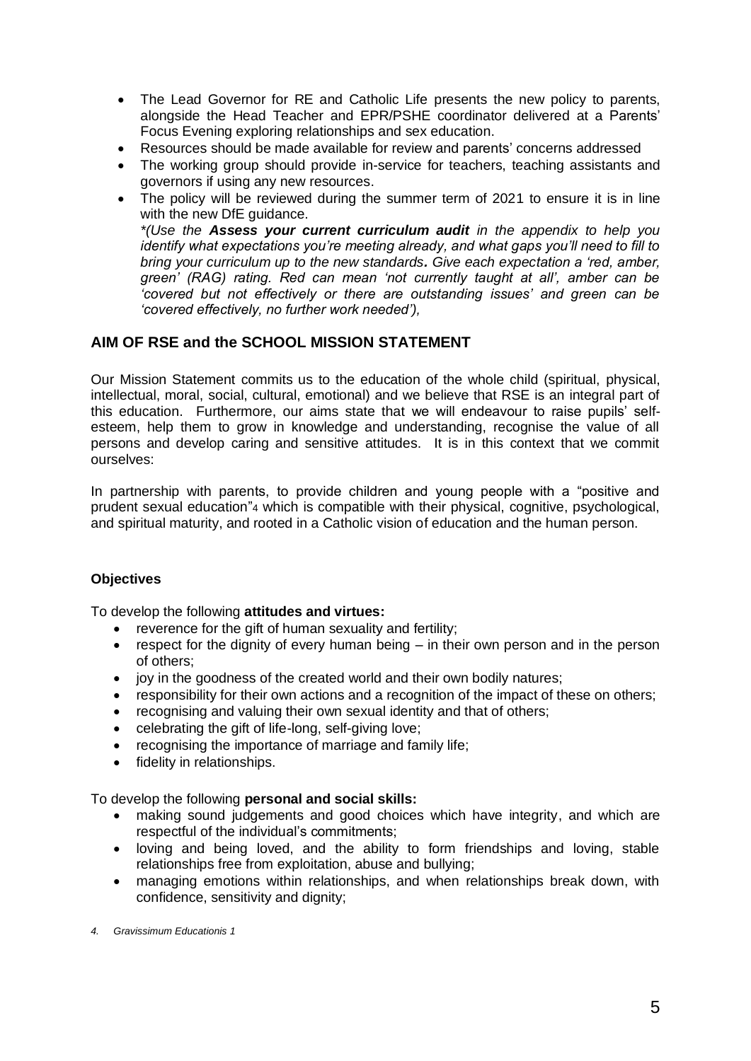- The Lead Governor for RE and Catholic Life presents the new policy to parents, alongside the Head Teacher and EPR/PSHE coordinator delivered at a Parents' Focus Evening exploring relationships and sex education.
- Resources should be made available for review and parents' concerns addressed
- The working group should provide in-service for teachers, teaching assistants and governors if using any new resources.
- The policy will be reviewed during the summer term of 2021 to ensure it is in line with the new DfE guidance.
  *\*(Use the **Assess your current curriculum audit** in the appendix to help you identify what expectations you're meeting already, and what gaps you'll need to fill to bring your curriculum up to the new standards. Give each expectation a 'red, amber, green' (RAG) rating. Red can mean 'not currently taught at all', amber can be 'covered but not effectively or there are outstanding issues' and green can be 'covered effectively, no further work needed'),*

## AIM OF RSE and the SCHOOL MISSION STATEMENT

Our Mission Statement commits us to the education of the whole child (spiritual, physical, intellectual, moral, social, cultural, emotional) and we believe that RSE is an integral part of this education. Furthermore, our aims state that we will endeavour to raise pupils' self-esteem, help them to grow in knowledge and understanding, recognise the value of all persons and develop caring and sensitive attitudes. It is in this context that we commit ourselves:

In partnership with parents, to provide children and young people with a "positive and prudent sexual education"[4] which is compatible with their physical, cognitive, psychological, and spiritual maturity, and rooted in a Catholic vision of education and the human person.

### Objectives

To develop the following **attitudes and virtues:**

- reverence for the gift of human sexuality and fertility;
- respect for the dignity of every human being – in their own person and in the person of others;
- joy in the goodness of the created world and their own bodily natures;
- responsibility for their own actions and a recognition of the impact of these on others;
- recognising and valuing their own sexual identity and that of others;
- celebrating the gift of life-long, self-giving love;
- recognising the importance of marriage and family life;
- fidelity in relationships.

To develop the following **personal and social skills:**

- making sound judgements and good choices which have integrity, and which are respectful of the individual's commitments;
- loving and being loved, and the ability to form friendships and loving, stable relationships free from exploitation, abuse and bullying;
- managing emotions within relationships, and when relationships break down, with confidence, sensitivity and dignity;

*4. Gravissimum Educationis 1*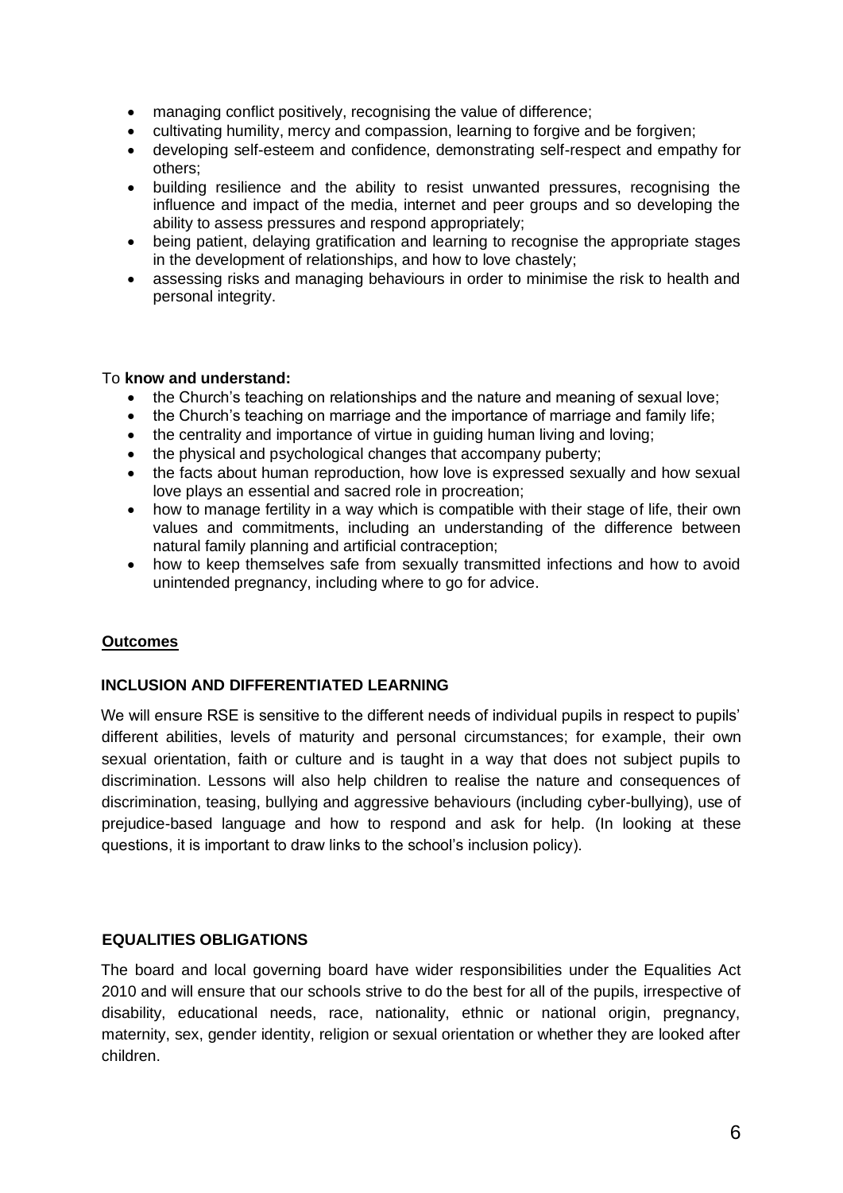- managing conflict positively, recognising the value of difference;
- cultivating humility, mercy and compassion, learning to forgive and be forgiven;
- developing self-esteem and confidence, demonstrating self-respect and empathy for others;
- building resilience and the ability to resist unwanted pressures, recognising the influence and impact of the media, internet and peer groups and so developing the ability to assess pressures and respond appropriately;
- being patient, delaying gratification and learning to recognise the appropriate stages in the development of relationships, and how to love chastely;
- assessing risks and managing behaviours in order to minimise the risk to health and personal integrity.

To **know and understand:**

- the Church's teaching on relationships and the nature and meaning of sexual love;
- the Church's teaching on marriage and the importance of marriage and family life;
- the centrality and importance of virtue in guiding human living and loving;
- the physical and psychological changes that accompany puberty;
- the facts about human reproduction, how love is expressed sexually and how sexual love plays an essential and sacred role in procreation;
- how to manage fertility in a way which is compatible with their stage of life, their own values and commitments, including an understanding of the difference between natural family planning and artificial contraception;
- how to keep themselves safe from sexually transmitted infections and how to avoid unintended pregnancy, including where to go for advice.

**Outcomes**

**INCLUSION AND DIFFERENTIATED LEARNING**

We will ensure RSE is sensitive to the different needs of individual pupils in respect to pupils' different abilities, levels of maturity and personal circumstances; for example, their own sexual orientation, faith or culture and is taught in a way that does not subject pupils to discrimination. Lessons will also help children to realise the nature and consequences of discrimination, teasing, bullying and aggressive behaviours (including cyber-bullying), use of prejudice-based language and how to respond and ask for help. (In looking at these questions, it is important to draw links to the school's inclusion policy).

**EQUALITIES OBLIGATIONS**

The board and local governing board have wider responsibilities under the Equalities Act 2010 and will ensure that our schools strive to do the best for all of the pupils, irrespective of disability, educational needs, race, nationality, ethnic or national origin, pregnancy, maternity, sex, gender identity, religion or sexual orientation or whether they are looked after children.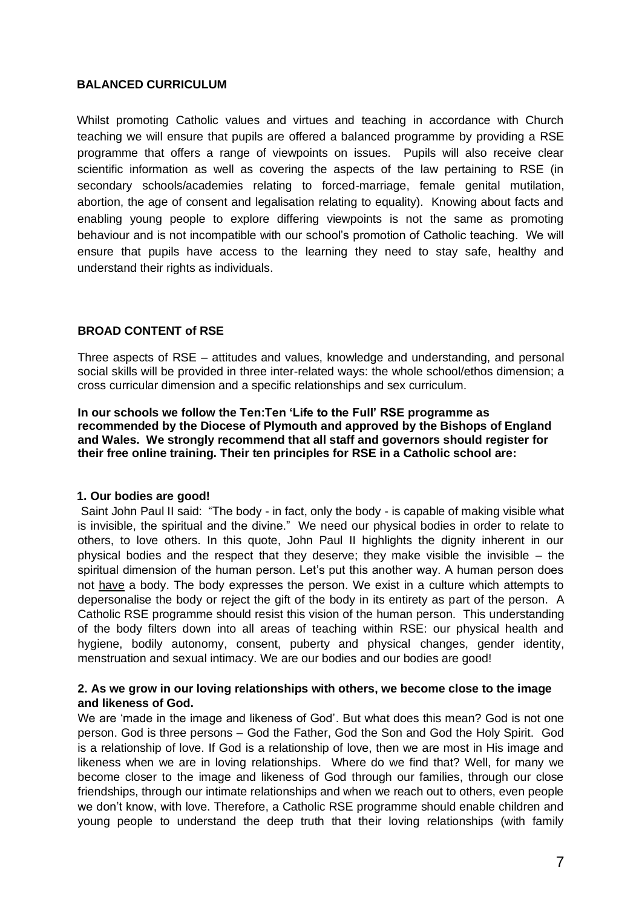## BALANCED CURRICULUM

Whilst promoting Catholic values and virtues and teaching in accordance with Church teaching we will ensure that pupils are offered a balanced programme by providing a RSE programme that offers a range of viewpoints on issues. Pupils will also receive clear scientific information as well as covering the aspects of the law pertaining to RSE (in secondary schools/academies relating to forced-marriage, female genital mutilation, abortion, the age of consent and legalisation relating to equality). Knowing about facts and enabling young people to explore differing viewpoints is not the same as promoting behaviour and is not incompatible with our school's promotion of Catholic teaching. We will ensure that pupils have access to the learning they need to stay safe, healthy and understand their rights as individuals.

## BROAD CONTENT of RSE

Three aspects of RSE – attitudes and values, knowledge and understanding, and personal social skills will be provided in three inter-related ways: the whole school/ethos dimension; a cross curricular dimension and a specific relationships and sex curriculum.

**In our schools we follow the Ten:Ten 'Life to the Full' RSE programme as recommended by the Diocese of Plymouth and approved by the Bishops of England and Wales. We strongly recommend that all staff and governors should register for their free online training. Their ten principles for RSE in a Catholic school are:**

**1. Our bodies are good!**

Saint John Paul II said: "The body - in fact, only the body - is capable of making visible what is invisible, the spiritual and the divine." We need our physical bodies in order to relate to others, to love others. In this quote, John Paul II highlights the dignity inherent in our physical bodies and the respect that they deserve; they make visible the invisible – the spiritual dimension of the human person. Let's put this another way. A human person does not have a body. The body expresses the person. We exist in a culture which attempts to depersonalise the body or reject the gift of the body in its entirety as part of the person. A Catholic RSE programme should resist this vision of the human person. This understanding of the body filters down into all areas of teaching within RSE: our physical health and hygiene, bodily autonomy, consent, puberty and physical changes, gender identity, menstruation and sexual intimacy. We are our bodies and our bodies are good!

**2. As we grow in our loving relationships with others, we become close to the image and likeness of God.**

We are 'made in the image and likeness of God'. But what does this mean? God is not one person. God is three persons – God the Father, God the Son and God the Holy Spirit. God is a relationship of love. If God is a relationship of love, then we are most in His image and likeness when we are in loving relationships. Where do we find that? Well, for many we become closer to the image and likeness of God through our families, through our close friendships, through our intimate relationships and when we reach out to others, even people we don't know, with love. Therefore, a Catholic RSE programme should enable children and young people to understand the deep truth that their loving relationships (with family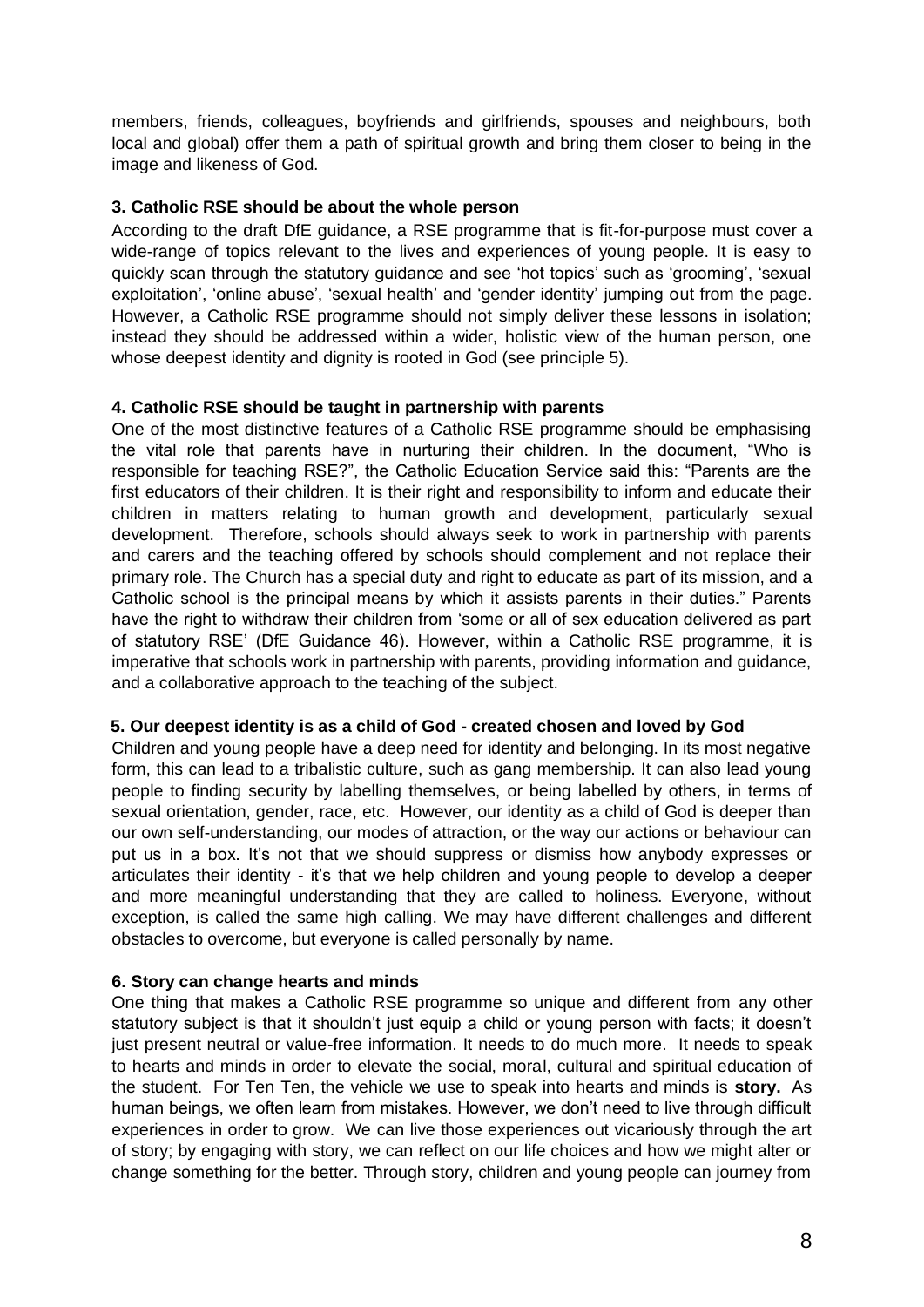members, friends, colleagues, boyfriends and girlfriends, spouses and neighbours, both local and global) offer them a path of spiritual growth and bring them closer to being in the image and likeness of God.

### 3. Catholic RSE should be about the whole person

According to the draft DfE guidance, a RSE programme that is fit-for-purpose must cover a wide-range of topics relevant to the lives and experiences of young people. It is easy to quickly scan through the statutory guidance and see 'hot topics' such as 'grooming', 'sexual exploitation', 'online abuse', 'sexual health' and 'gender identity' jumping out from the page. However, a Catholic RSE programme should not simply deliver these lessons in isolation; instead they should be addressed within a wider, holistic view of the human person, one whose deepest identity and dignity is rooted in God (see principle 5).

### 4. Catholic RSE should be taught in partnership with parents

One of the most distinctive features of a Catholic RSE programme should be emphasising the vital role that parents have in nurturing their children. In the document, "Who is responsible for teaching RSE?", the Catholic Education Service said this: "Parents are the first educators of their children. It is their right and responsibility to inform and educate their children in matters relating to human growth and development, particularly sexual development. Therefore, schools should always seek to work in partnership with parents and carers and the teaching offered by schools should complement and not replace their primary role. The Church has a special duty and right to educate as part of its mission, and a Catholic school is the principal means by which it assists parents in their duties." Parents have the right to withdraw their children from 'some or all of sex education delivered as part of statutory RSE' (DfE Guidance 46). However, within a Catholic RSE programme, it is imperative that schools work in partnership with parents, providing information and guidance, and a collaborative approach to the teaching of the subject.

### 5. Our deepest identity is as a child of God - created chosen and loved by God

Children and young people have a deep need for identity and belonging. In its most negative form, this can lead to a tribalistic culture, such as gang membership. It can also lead young people to finding security by labelling themselves, or being labelled by others, in terms of sexual orientation, gender, race, etc. However, our identity as a child of God is deeper than our own self-understanding, our modes of attraction, or the way our actions or behaviour can put us in a box. It's not that we should suppress or dismiss how anybody expresses or articulates their identity - it's that we help children and young people to develop a deeper and more meaningful understanding that they are called to holiness. Everyone, without exception, is called the same high calling. We may have different challenges and different obstacles to overcome, but everyone is called personally by name.

### 6. Story can change hearts and minds

One thing that makes a Catholic RSE programme so unique and different from any other statutory subject is that it shouldn't just equip a child or young person with facts; it doesn't just present neutral or value-free information. It needs to do much more. It needs to speak to hearts and minds in order to elevate the social, moral, cultural and spiritual education of the student. For Ten Ten, the vehicle we use to speak into hearts and minds is **story.** As human beings, we often learn from mistakes. However, we don't need to live through difficult experiences in order to grow. We can live those experiences out vicariously through the art of story; by engaging with story, we can reflect on our life choices and how we might alter or change something for the better. Through story, children and young people can journey from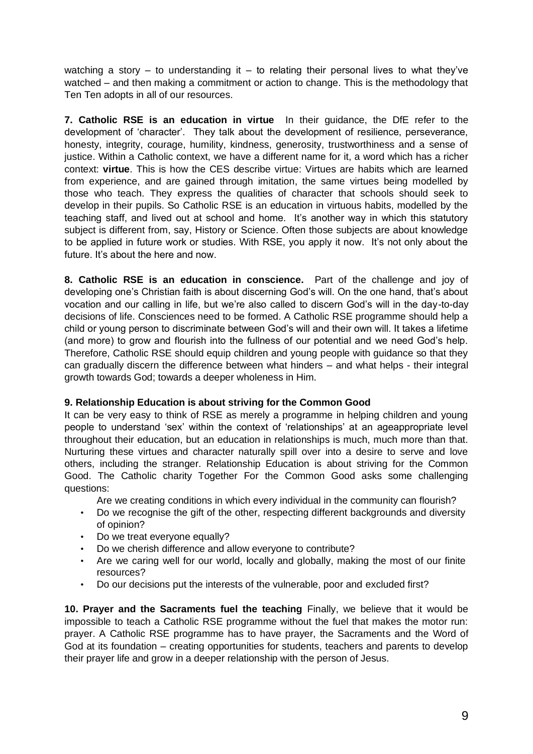watching a story – to understanding it – to relating their personal lives to what they've watched – and then making a commitment or action to change. This is the methodology that Ten Ten adopts in all of our resources.

**7. Catholic RSE is an education in virtue** In their guidance, the DfE refer to the development of 'character'. They talk about the development of resilience, perseverance, honesty, integrity, courage, humility, kindness, generosity, trustworthiness and a sense of justice. Within a Catholic context, we have a different name for it, a word which has a richer context: **virtue**. This is how the CES describe virtue: Virtues are habits which are learned from experience, and are gained through imitation, the same virtues being modelled by those who teach. They express the qualities of character that schools should seek to develop in their pupils. So Catholic RSE is an education in virtuous habits, modelled by the teaching staff, and lived out at school and home. It's another way in which this statutory subject is different from, say, History or Science. Often those subjects are about knowledge to be applied in future work or studies. With RSE, you apply it now. It's not only about the future. It's about the here and now.

**8. Catholic RSE is an education in conscience.** Part of the challenge and joy of developing one's Christian faith is about discerning God's will. On the one hand, that's about vocation and our calling in life, but we're also called to discern God's will in the day-to-day decisions of life. Consciences need to be formed. A Catholic RSE programme should help a child or young person to discriminate between God's will and their own will. It takes a lifetime (and more) to grow and flourish into the fullness of our potential and we need God's help. Therefore, Catholic RSE should equip children and young people with guidance so that they can gradually discern the difference between what hinders – and what helps - their integral growth towards God; towards a deeper wholeness in Him.

**9. Relationship Education is about striving for the Common Good**

It can be very easy to think of RSE as merely a programme in helping children and young people to understand 'sex' within the context of 'relationships' at an ageappropriate level throughout their education, but an education in relationships is much, much more than that. Nurturing these virtues and character naturally spill over into a desire to serve and love others, including the stranger. Relationship Education is about striving for the Common Good. The Catholic charity Together For the Common Good asks some challenging questions:

- Are we creating conditions in which every individual in the community can flourish?
- Do we recognise the gift of the other, respecting different backgrounds and diversity of opinion?
- Do we treat everyone equally?
- Do we cherish difference and allow everyone to contribute?
- Are we caring well for our world, locally and globally, making the most of our finite resources?
- Do our decisions put the interests of the vulnerable, poor and excluded first?

**10. Prayer and the Sacraments fuel the teaching** Finally, we believe that it would be impossible to teach a Catholic RSE programme without the fuel that makes the motor run: prayer. A Catholic RSE programme has to have prayer, the Sacraments and the Word of God at its foundation – creating opportunities for students, teachers and parents to develop their prayer life and grow in a deeper relationship with the person of Jesus.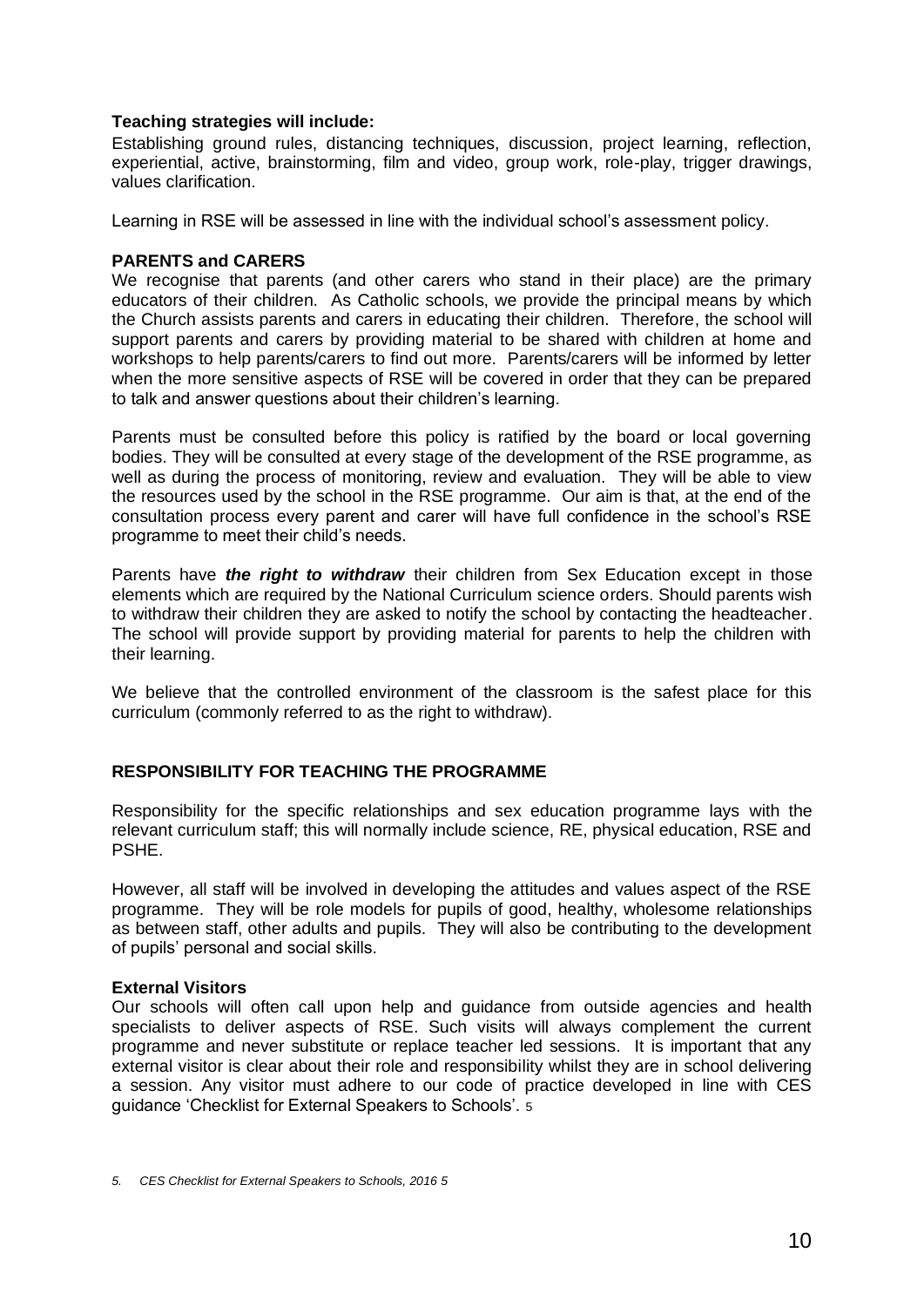**Teaching strategies will include:**

Establishing ground rules, distancing techniques, discussion, project learning, reflection, experiential, active, brainstorming, film and video, group work, role-play, trigger drawings, values clarification.

Learning in RSE will be assessed in line with the individual school's assessment policy.

**PARENTS and CARERS**

We recognise that parents (and other carers who stand in their place) are the primary educators of their children. As Catholic schools, we provide the principal means by which the Church assists parents and carers in educating their children. Therefore, the school will support parents and carers by providing material to be shared with children at home and workshops to help parents/carers to find out more. Parents/carers will be informed by letter when the more sensitive aspects of RSE will be covered in order that they can be prepared to talk and answer questions about their children's learning.

Parents must be consulted before this policy is ratified by the board or local governing bodies. They will be consulted at every stage of the development of the RSE programme, as well as during the process of monitoring, review and evaluation. They will be able to view the resources used by the school in the RSE programme. Our aim is that, at the end of the consultation process every parent and carer will have full confidence in the school's RSE programme to meet their child's needs.

Parents have ***the right to withdraw*** their children from Sex Education except in those elements which are required by the National Curriculum science orders. Should parents wish to withdraw their children they are asked to notify the school by contacting the headteacher. The school will provide support by providing material for parents to help the children with their learning.

We believe that the controlled environment of the classroom is the safest place for this curriculum (commonly referred to as the right to withdraw).

**RESPONSIBILITY FOR TEACHING THE PROGRAMME**

Responsibility for the specific relationships and sex education programme lays with the relevant curriculum staff; this will normally include science, RE, physical education, RSE and PSHE.

However, all staff will be involved in developing the attitudes and values aspect of the RSE programme. They will be role models for pupils of good, healthy, wholesome relationships as between staff, other adults and pupils. They will also be contributing to the development of pupils' personal and social skills.

**External Visitors**

Our schools will often call upon help and guidance from outside agencies and health specialists to deliver aspects of RSE. Such visits will always complement the current programme and never substitute or replace teacher led sessions. It is important that any external visitor is clear about their role and responsibility whilst they are in school delivering a session. Any visitor must adhere to our code of practice developed in line with CES guidance 'Checklist for External Speakers to Schools'. [5]

*5. CES Checklist for External Speakers to Schools, 2016 5*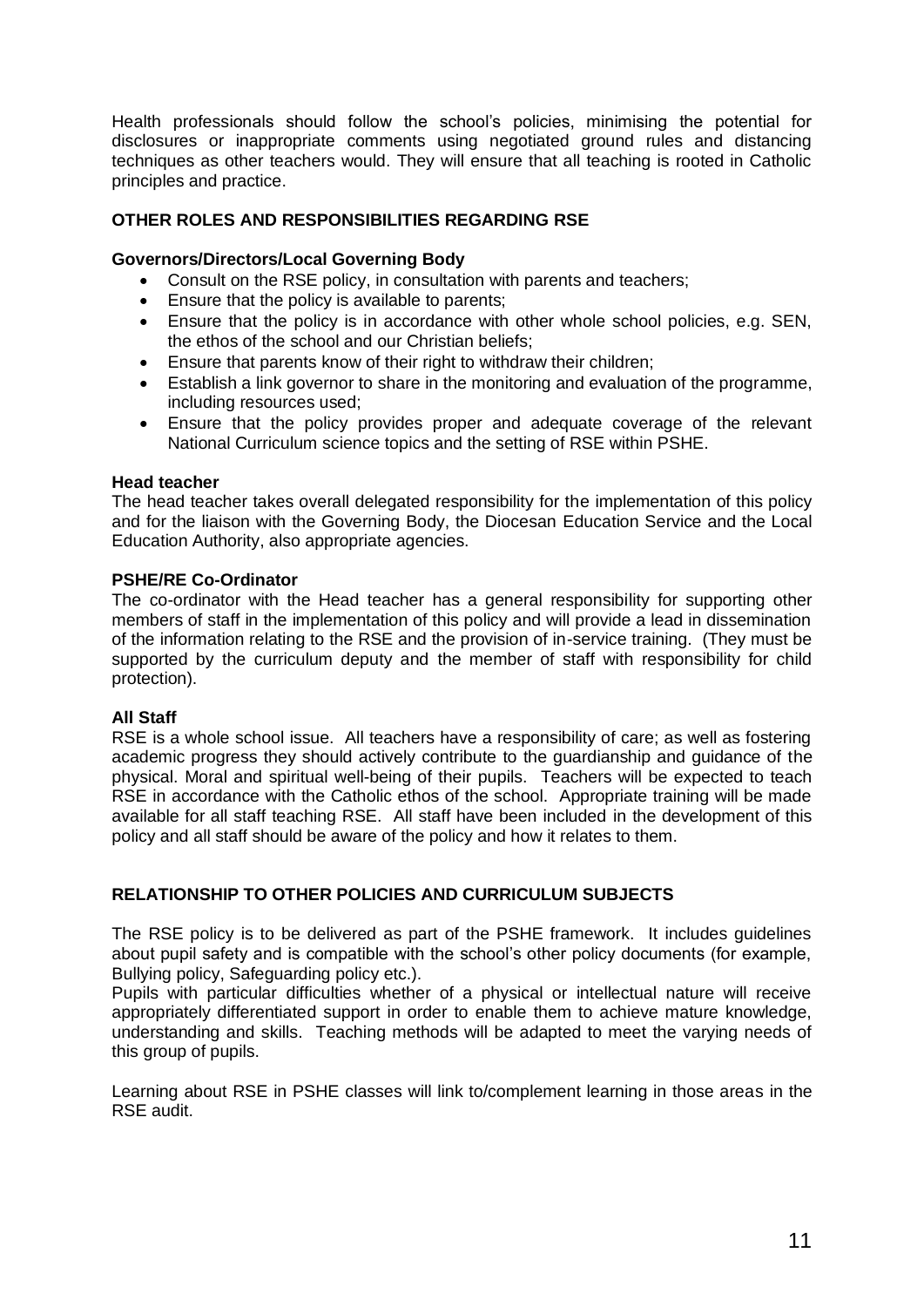Health professionals should follow the school's policies, minimising the potential for disclosures or inappropriate comments using negotiated ground rules and distancing techniques as other teachers would. They will ensure that all teaching is rooted in Catholic principles and practice.

## OTHER ROLES AND RESPONSIBILITIES REGARDING RSE

### Governors/Directors/Local Governing Body

- Consult on the RSE policy, in consultation with parents and teachers;
- Ensure that the policy is available to parents;
- Ensure that the policy is in accordance with other whole school policies, e.g. SEN, the ethos of the school and our Christian beliefs;
- Ensure that parents know of their right to withdraw their children;
- Establish a link governor to share in the monitoring and evaluation of the programme, including resources used;
- Ensure that the policy provides proper and adequate coverage of the relevant National Curriculum science topics and the setting of RSE within PSHE.

### Head teacher

The head teacher takes overall delegated responsibility for the implementation of this policy and for the liaison with the Governing Body, the Diocesan Education Service and the Local Education Authority, also appropriate agencies.

### PSHE/RE Co-Ordinator

The co-ordinator with the Head teacher has a general responsibility for supporting other members of staff in the implementation of this policy and will provide a lead in dissemination of the information relating to the RSE and the provision of in-service training. (They must be supported by the curriculum deputy and the member of staff with responsibility for child protection).

### All Staff

RSE is a whole school issue. All teachers have a responsibility of care; as well as fostering academic progress they should actively contribute to the guardianship and guidance of the physical. Moral and spiritual well-being of their pupils. Teachers will be expected to teach RSE in accordance with the Catholic ethos of the school. Appropriate training will be made available for all staff teaching RSE. All staff have been included in the development of this policy and all staff should be aware of the policy and how it relates to them.

## RELATIONSHIP TO OTHER POLICIES AND CURRICULUM SUBJECTS

The RSE policy is to be delivered as part of the PSHE framework. It includes guidelines about pupil safety and is compatible with the school's other policy documents (for example, Bullying policy, Safeguarding policy etc.).

Pupils with particular difficulties whether of a physical or intellectual nature will receive appropriately differentiated support in order to enable them to achieve mature knowledge, understanding and skills. Teaching methods will be adapted to meet the varying needs of this group of pupils.

Learning about RSE in PSHE classes will link to/complement learning in those areas in the RSE audit.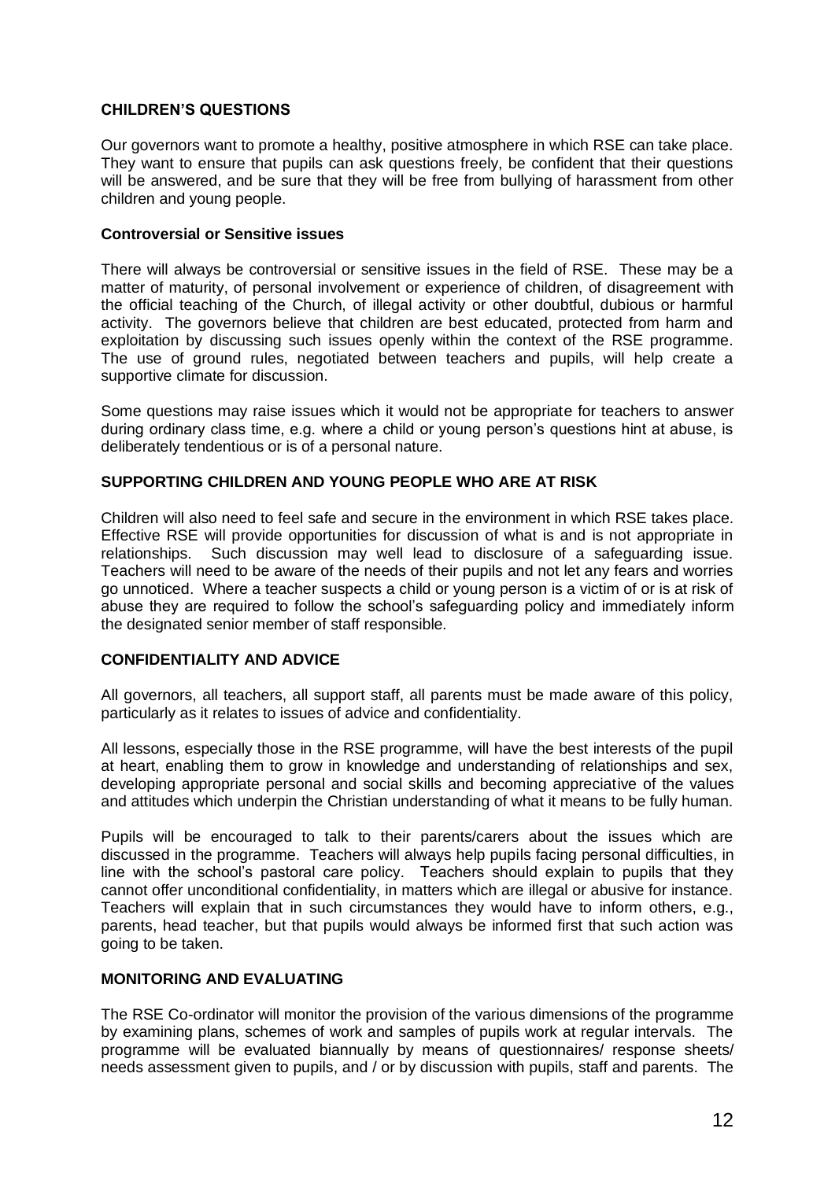## CHILDREN'S QUESTIONS

Our governors want to promote a healthy, positive atmosphere in which RSE can take place. They want to ensure that pupils can ask questions freely, be confident that their questions will be answered, and be sure that they will be free from bullying of harassment from other children and young people.

### Controversial or Sensitive issues

There will always be controversial or sensitive issues in the field of RSE. These may be a matter of maturity, of personal involvement or experience of children, of disagreement with the official teaching of the Church, of illegal activity or other doubtful, dubious or harmful activity. The governors believe that children are best educated, protected from harm and exploitation by discussing such issues openly within the context of the RSE programme. The use of ground rules, negotiated between teachers and pupils, will help create a supportive climate for discussion.

Some questions may raise issues which it would not be appropriate for teachers to answer during ordinary class time, e.g. where a child or young person's questions hint at abuse, is deliberately tendentious or is of a personal nature.

## SUPPORTING CHILDREN AND YOUNG PEOPLE WHO ARE AT RISK

Children will also need to feel safe and secure in the environment in which RSE takes place. Effective RSE will provide opportunities for discussion of what is and is not appropriate in relationships. Such discussion may well lead to disclosure of a safeguarding issue. Teachers will need to be aware of the needs of their pupils and not let any fears and worries go unnoticed. Where a teacher suspects a child or young person is a victim of or is at risk of abuse they are required to follow the school's safeguarding policy and immediately inform the designated senior member of staff responsible.

## CONFIDENTIALITY AND ADVICE

All governors, all teachers, all support staff, all parents must be made aware of this policy, particularly as it relates to issues of advice and confidentiality.

All lessons, especially those in the RSE programme, will have the best interests of the pupil at heart, enabling them to grow in knowledge and understanding of relationships and sex, developing appropriate personal and social skills and becoming appreciative of the values and attitudes which underpin the Christian understanding of what it means to be fully human.

Pupils will be encouraged to talk to their parents/carers about the issues which are discussed in the programme. Teachers will always help pupils facing personal difficulties, in line with the school's pastoral care policy. Teachers should explain to pupils that they cannot offer unconditional confidentiality, in matters which are illegal or abusive for instance. Teachers will explain that in such circumstances they would have to inform others, e.g., parents, head teacher, but that pupils would always be informed first that such action was going to be taken.

## MONITORING AND EVALUATING

The RSE Co-ordinator will monitor the provision of the various dimensions of the programme by examining plans, schemes of work and samples of pupils work at regular intervals. The programme will be evaluated biannually by means of questionnaires/ response sheets/ needs assessment given to pupils, and / or by discussion with pupils, staff and parents. The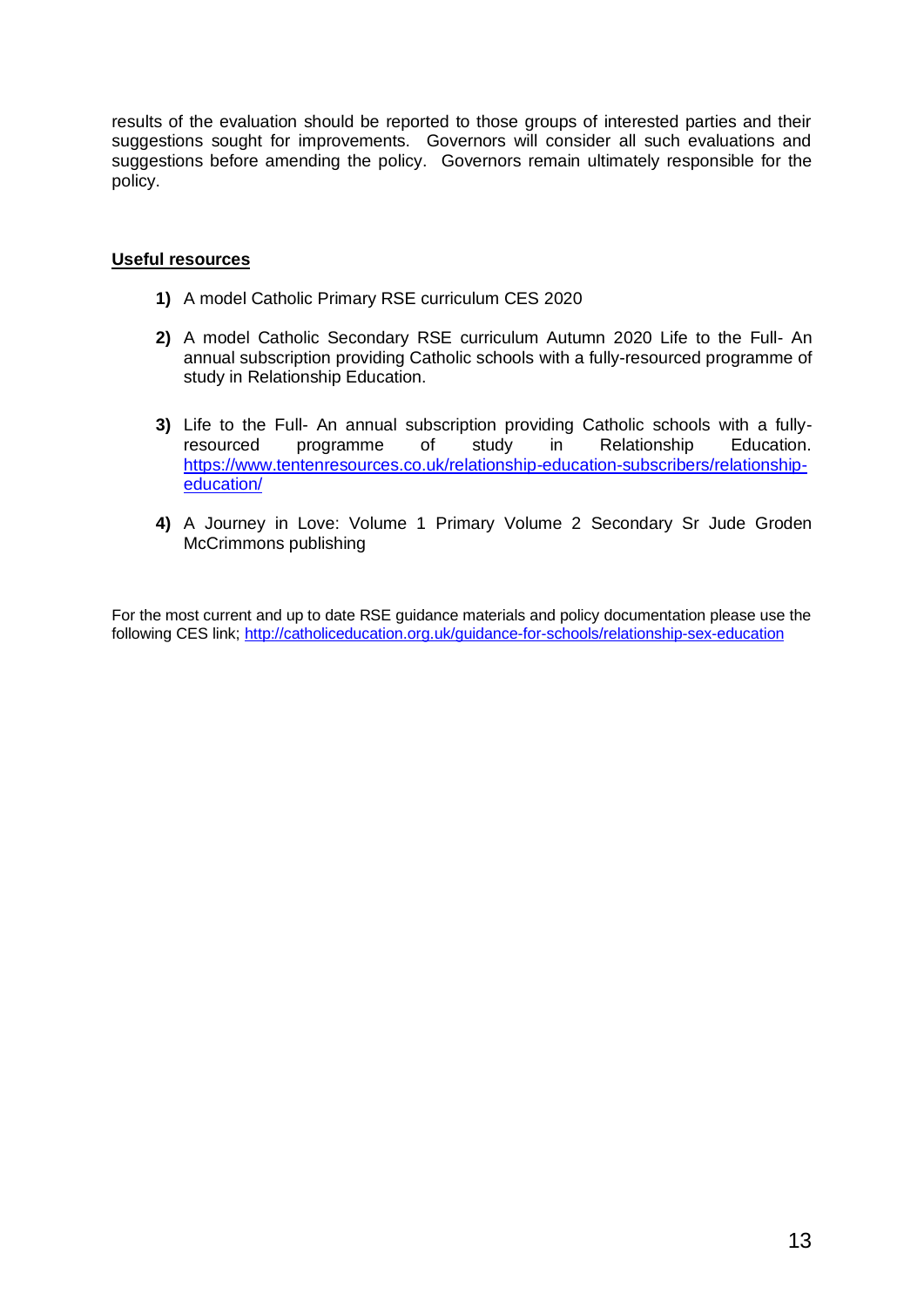results of the evaluation should be reported to those groups of interested parties and their suggestions sought for improvements. Governors will consider all such evaluations and suggestions before amending the policy. Governors remain ultimately responsible for the policy.

**Useful resources**

1) A model Catholic Primary RSE curriculum CES 2020

2) A model Catholic Secondary RSE curriculum Autumn 2020 Life to the Full- An annual subscription providing Catholic schools with a fully-resourced programme of study in Relationship Education.

3) Life to the Full- An annual subscription providing Catholic schools with a fully-resourced programme of study in Relationship Education. [https://www.tentenresources.co.uk/relationship-education-subscribers/relationship-education/](https://www.tentenresources.co.uk/relationship-education-subscribers/relationship-education/)

4) A Journey in Love: Volume 1 Primary Volume 2 Secondary Sr Jude Groden McCrimmons publishing

For the most current and up to date RSE guidance materials and policy documentation please use the following CES link; [http://catholiceducation.org.uk/guidance-for-schools/relationship-sex-education](http://catholiceducation.org.uk/guidance-for-schools/relationship-sex-education)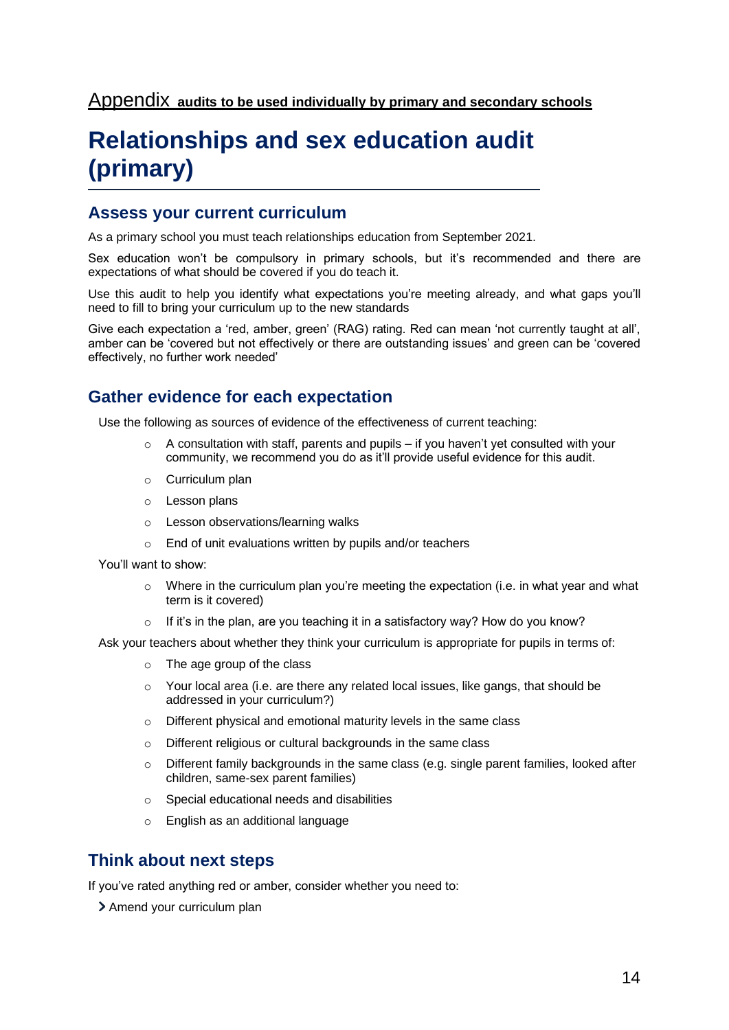Appendix **audits to be used individually by primary and secondary schools**

# Relationships and sex education audit (primary)

## Assess your current curriculum

As a primary school you must teach relationships education from September 2021.

Sex education won't be compulsory in primary schools, but it's recommended and there are expectations of what should be covered if you do teach it.

Use this audit to help you identify what expectations you're meeting already, and what gaps you'll need to fill to bring your curriculum up to the new standards

Give each expectation a 'red, amber, green' (RAG) rating. Red can mean 'not currently taught at all', amber can be 'covered but not effectively or there are outstanding issues' and green can be 'covered effectively, no further work needed'

## Gather evidence for each expectation

Use the following as sources of evidence of the effectiveness of current teaching:

- A consultation with staff, parents and pupils – if you haven't yet consulted with your community, we recommend you do as it'll provide useful evidence for this audit.
- Curriculum plan
- Lesson plans
- Lesson observations/learning walks
- End of unit evaluations written by pupils and/or teachers

You'll want to show:

- Where in the curriculum plan you're meeting the expectation (i.e. in what year and what term is it covered)
- If it's in the plan, are you teaching it in a satisfactory way? How do you know?

Ask your teachers about whether they think your curriculum is appropriate for pupils in terms of:

- The age group of the class
- Your local area (i.e. are there any related local issues, like gangs, that should be addressed in your curriculum?)
- Different physical and emotional maturity levels in the same class
- Different religious or cultural backgrounds in the same class
- Different family backgrounds in the same class (e.g. single parent families, looked after children, same-sex parent families)
- Special educational needs and disabilities
- English as an additional language

## Think about next steps

If you've rated anything red or amber, consider whether you need to:

- Amend your curriculum plan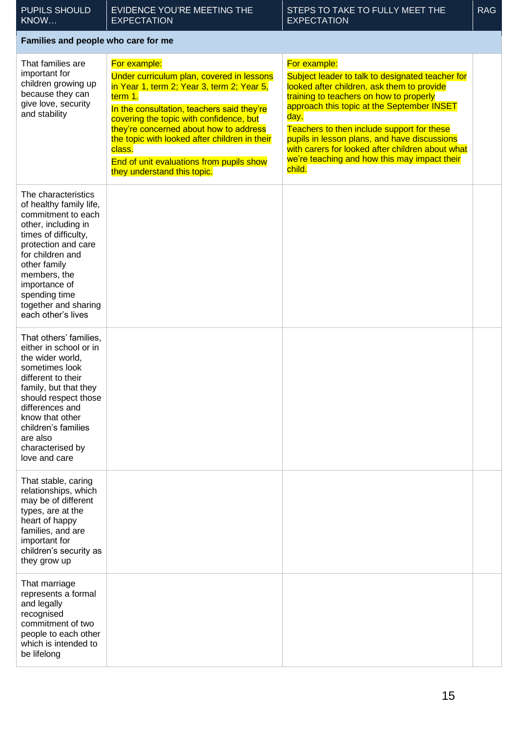| PUPILS SHOULD KNOW… | EVIDENCE YOU'RE MEETING THE EXPECTATION | STEPS TO TAKE TO FULLY MEET THE EXPECTATION | RAG |
|---|---|---|---|
| **Families and people who care for me** | | | |
| That families are important for children growing up because they can give love, security and stability | For example:<br>Under curriculum plan, covered in lessons in Year 1, term 2; Year 3, term 2; Year 5, term 1.<br>In the consultation, teachers said they're covering the topic with confidence, but they're concerned about how to address the topic with looked after children in their class.<br>End of unit evaluations from pupils show they understand this topic. | For example:<br>Subject leader to talk to designated teacher for looked after children, ask them to provide training to teachers on how to properly approach this topic at the September INSET day.<br>Teachers to then include support for these pupils in lesson plans, and have discussions with carers for looked after children about what we're teaching and how this may impact their child. | |
| The characteristics of healthy family life, commitment to each other, including in times of difficulty, protection and care for children and other family members, the importance of spending time together and sharing each other's lives | | | |
| That others' families, either in school or in the wider world, sometimes look different to their family, but that they should respect those differences and know that other children's families are also characterised by love and care | | | |
| That stable, caring relationships, which may be of different types, are at the heart of happy families, and are important for children's security as they grow up | | | |
| That marriage represents a formal and legally recognised commitment of two people to each other which is intended to be lifelong | | | |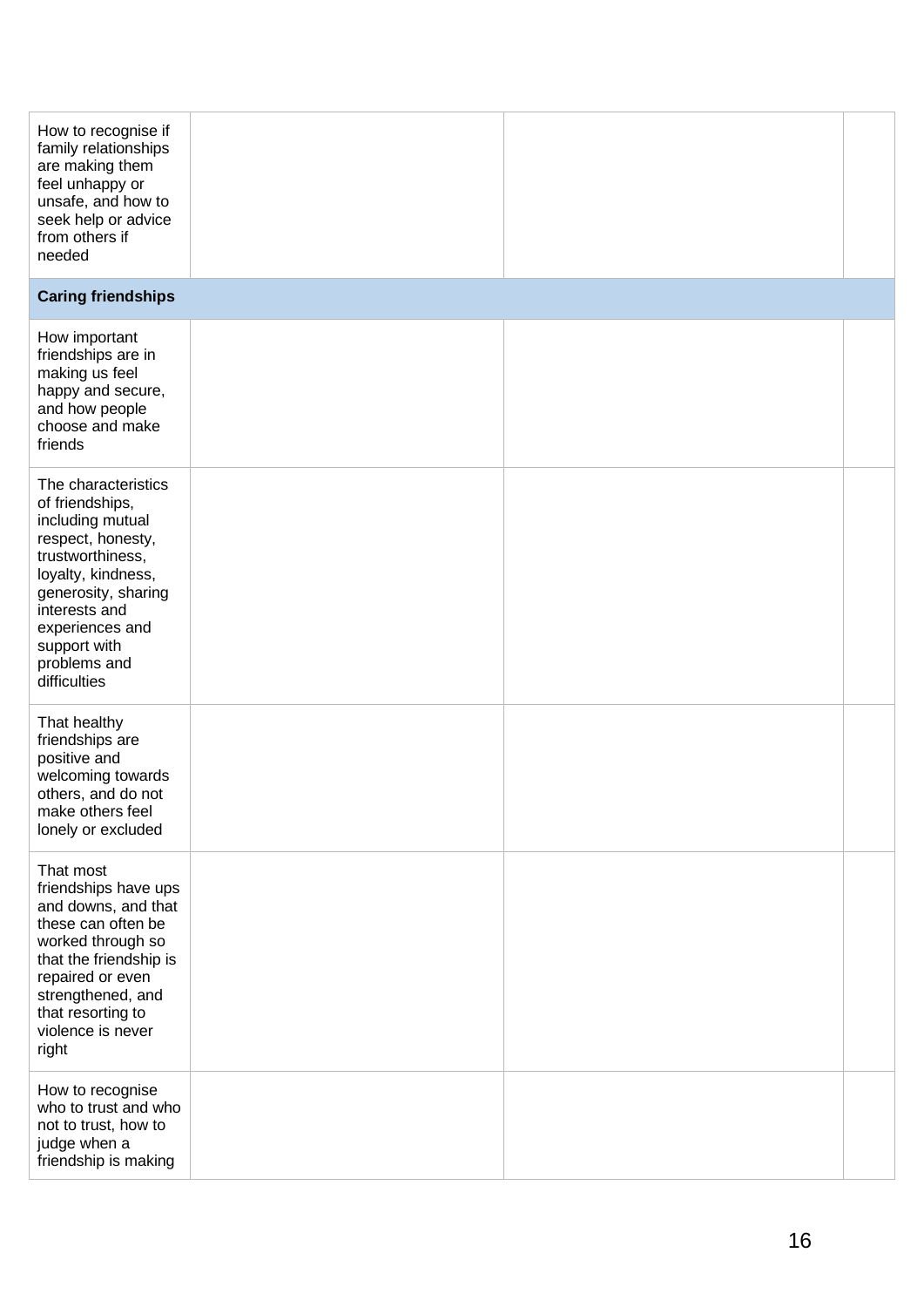| | | | |
|---|---|---|---|
| How to recognise if family relationships are making them feel unhappy or unsafe, and how to seek help or advice from others if needed | | | |
| **Caring friendships** | | | |
| How important friendships are in making us feel happy and secure, and how people choose and make friends | | | |
| The characteristics of friendships, including mutual respect, honesty, trustworthiness, loyalty, kindness, generosity, sharing interests and experiences and support with problems and difficulties | | | |
| That healthy friendships are positive and welcoming towards others, and do not make others feel lonely or excluded | | | |
| That most friendships have ups and downs, and that these can often be worked through so that the friendship is repaired or even strengthened, and that resorting to violence is never right | | | |
| How to recognise who to trust and who not to trust, how to judge when a friendship is making | | | |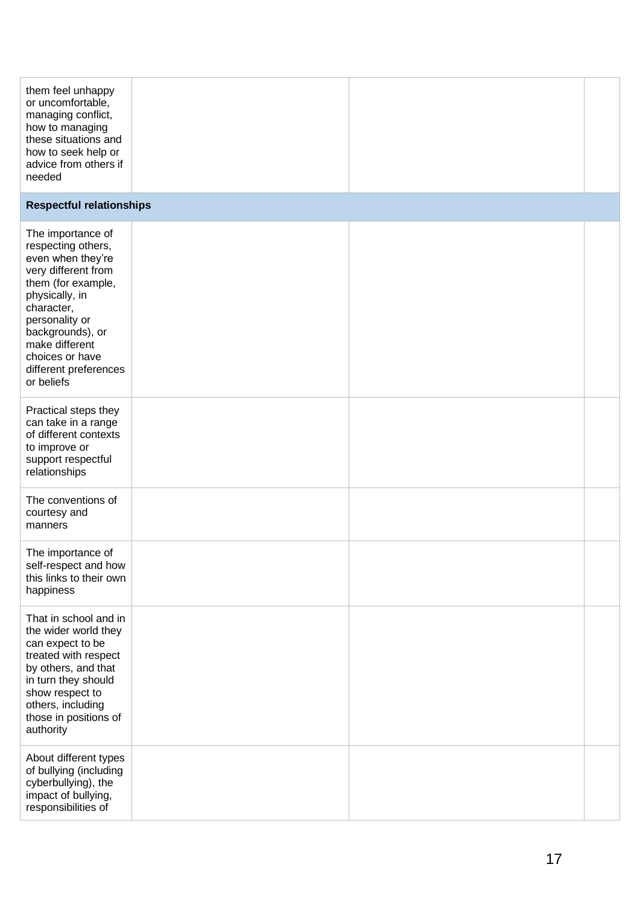| | | | |
|---|---|---|---|
| them feel unhappy or uncomfortable, managing conflict, how to managing these situations and how to seek help or advice from others if needed | | | |
| **Respectful relationships** | | | |
| The importance of respecting others, even when they're very different from them (for example, physically, in character, personality or backgrounds), or make different choices or have different preferences or beliefs | | | |
| Practical steps they can take in a range of different contexts to improve or support respectful relationships | | | |
| The conventions of courtesy and manners | | | |
| The importance of self-respect and how this links to their own happiness | | | |
| That in school and in the wider world they can expect to be treated with respect by others, and that in turn they should show respect to others, including those in positions of authority | | | |
| About different types of bullying (including cyberbullying), the impact of bullying, responsibilities of | | | |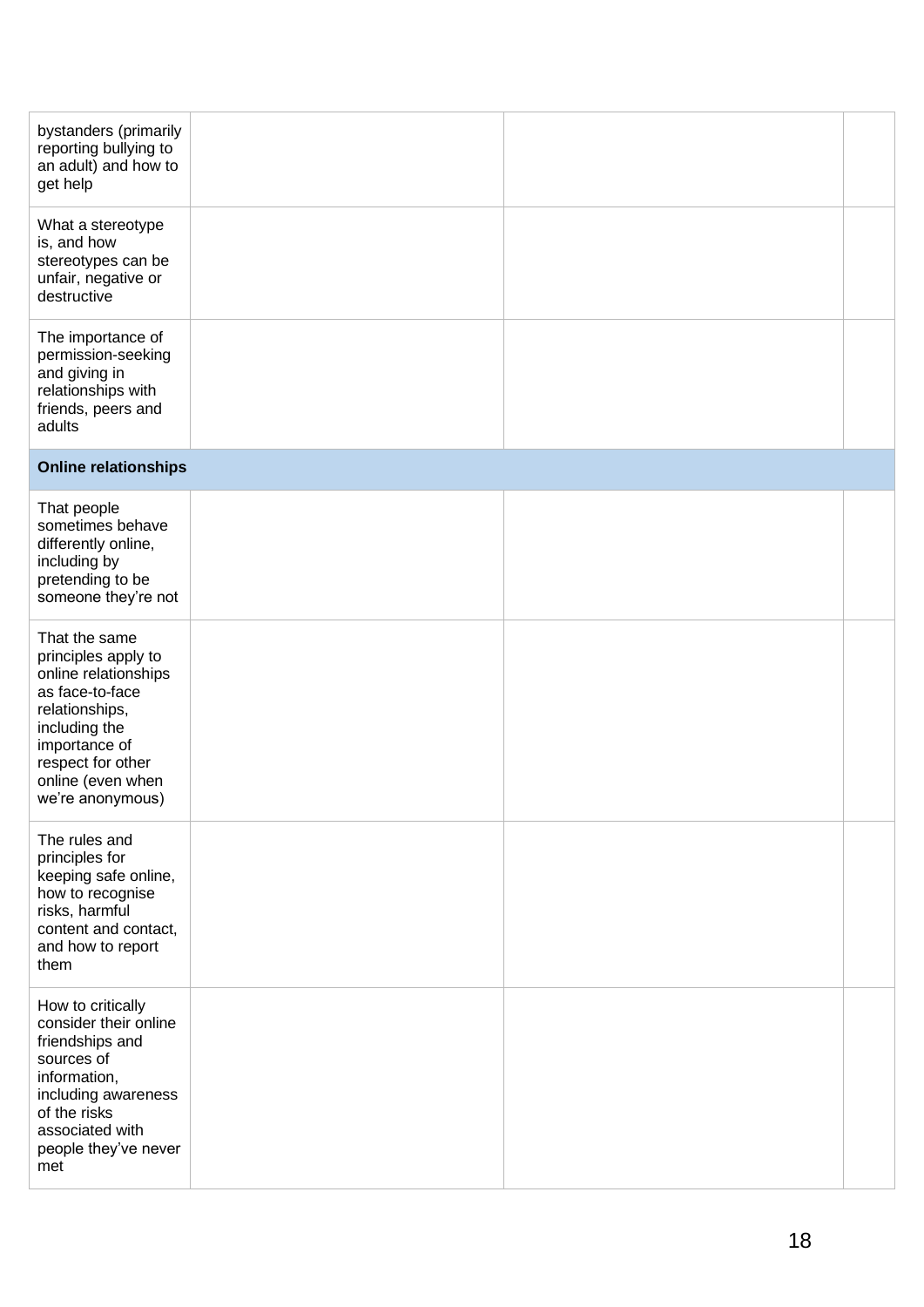| | | | |
|---|---|---|---|
| bystanders (primarily reporting bullying to an adult) and how to get help | | | |
| What a stereotype is, and how stereotypes can be unfair, negative or destructive | | | |
| The importance of permission-seeking and giving in relationships with friends, peers and adults | | | |
| **Online relationships** | | | |
| That people sometimes behave differently online, including by pretending to be someone they're not | | | |
| That the same principles apply to online relationships as face-to-face relationships, including the importance of respect for other online (even when we're anonymous) | | | |
| The rules and principles for keeping safe online, how to recognise risks, harmful content and contact, and how to report them | | | |
| How to critically consider their online friendships and sources of information, including awareness of the risks associated with people they've never met | | | |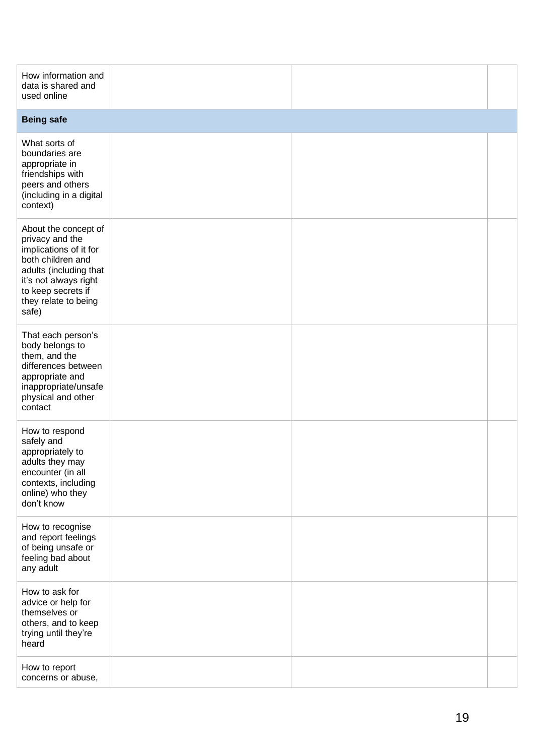| | | | |
|---|---|---|---|
| How information and data is shared and used online | | | |
| **Being safe** | | | |
| What sorts of boundaries are appropriate in friendships with peers and others (including in a digital context) | | | |
| About the concept of privacy and the implications of it for both children and adults (including that it's not always right to keep secrets if they relate to being safe) | | | |
| That each person's body belongs to them, and the differences between appropriate and inappropriate/unsafe physical and other contact | | | |
| How to respond safely and appropriately to adults they may encounter (in all contexts, including online) who they don't know | | | |
| How to recognise and report feelings of being unsafe or feeling bad about any adult | | | |
| How to ask for advice or help for themselves or others, and to keep trying until they're heard | | | |
| How to report concerns or abuse, | | | |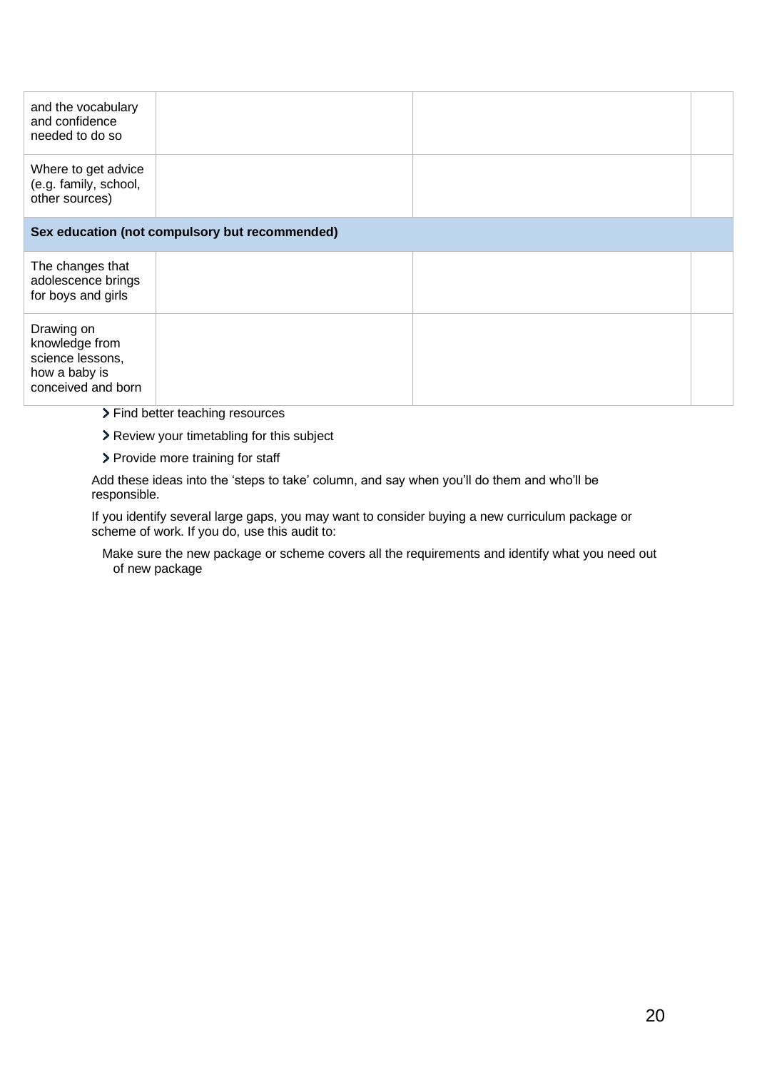| | | | |
|---|---|---|---|
| and the vocabulary and confidence needed to do so | | | |
| Where to get advice (e.g. family, school, other sources) | | | |
| **Sex education (not compulsory but recommended)** | | | |
| The changes that adolescence brings for boys and girls | | | |
| Drawing on knowledge from science lessons, how a baby is conceived and born | | | |

- Find better teaching resources
- Review your timetabling for this subject
- Provide more training for staff

Add these ideas into the 'steps to take' column, and say when you'll do them and who'll be responsible.

If you identify several large gaps, you may want to consider buying a new curriculum package or scheme of work. If you do, use this audit to:

Make sure the new package or scheme covers all the requirements and identify what you need out of new package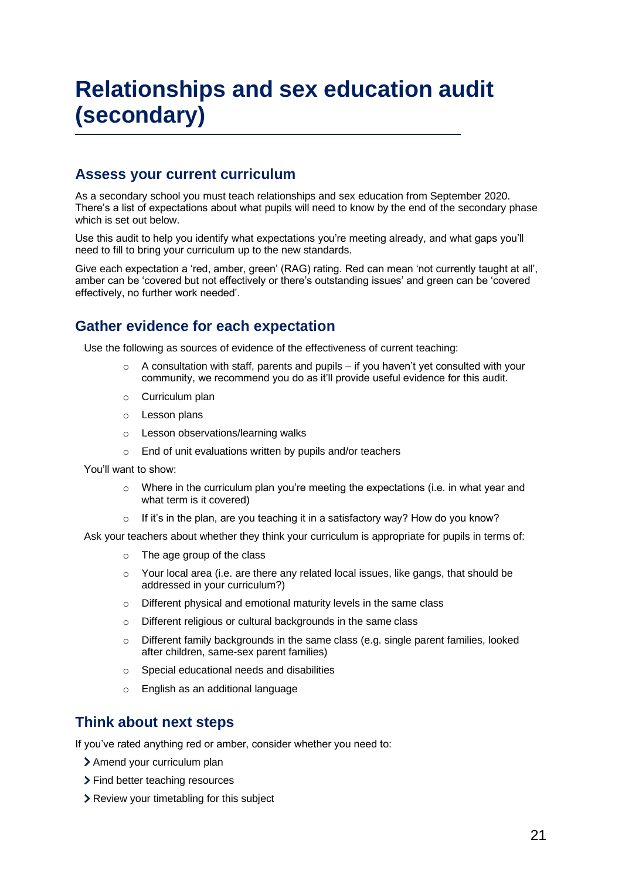# Relationships and sex education audit (secondary)

## Assess your current curriculum

As a secondary school you must teach relationships and sex education from September 2020. There's a list of expectations about what pupils will need to know by the end of the secondary phase which is set out below.

Use this audit to help you identify what expectations you're meeting already, and what gaps you'll need to fill to bring your curriculum up to the new standards.

Give each expectation a 'red, amber, green' (RAG) rating. Red can mean 'not currently taught at all', amber can be 'covered but not effectively or there's outstanding issues' and green can be 'covered effectively, no further work needed'.

## Gather evidence for each expectation

Use the following as sources of evidence of the effectiveness of current teaching:

- A consultation with staff, parents and pupils – if you haven't yet consulted with your community, we recommend you do as it'll provide useful evidence for this audit.
- Curriculum plan
- Lesson plans
- Lesson observations/learning walks
- End of unit evaluations written by pupils and/or teachers

You'll want to show:

- Where in the curriculum plan you're meeting the expectations (i.e. in what year and what term is it covered)
- If it's in the plan, are you teaching it in a satisfactory way? How do you know?

Ask your teachers about whether they think your curriculum is appropriate for pupils in terms of:

- The age group of the class
- Your local area (i.e. are there any related local issues, like gangs, that should be addressed in your curriculum?)
- Different physical and emotional maturity levels in the same class
- Different religious or cultural backgrounds in the same class
- Different family backgrounds in the same class (e.g. single parent families, looked after children, same-sex parent families)
- Special educational needs and disabilities
- English as an additional language

## Think about next steps

If you've rated anything red or amber, consider whether you need to:

- Amend your curriculum plan
- Find better teaching resources
- Review your timetabling for this subject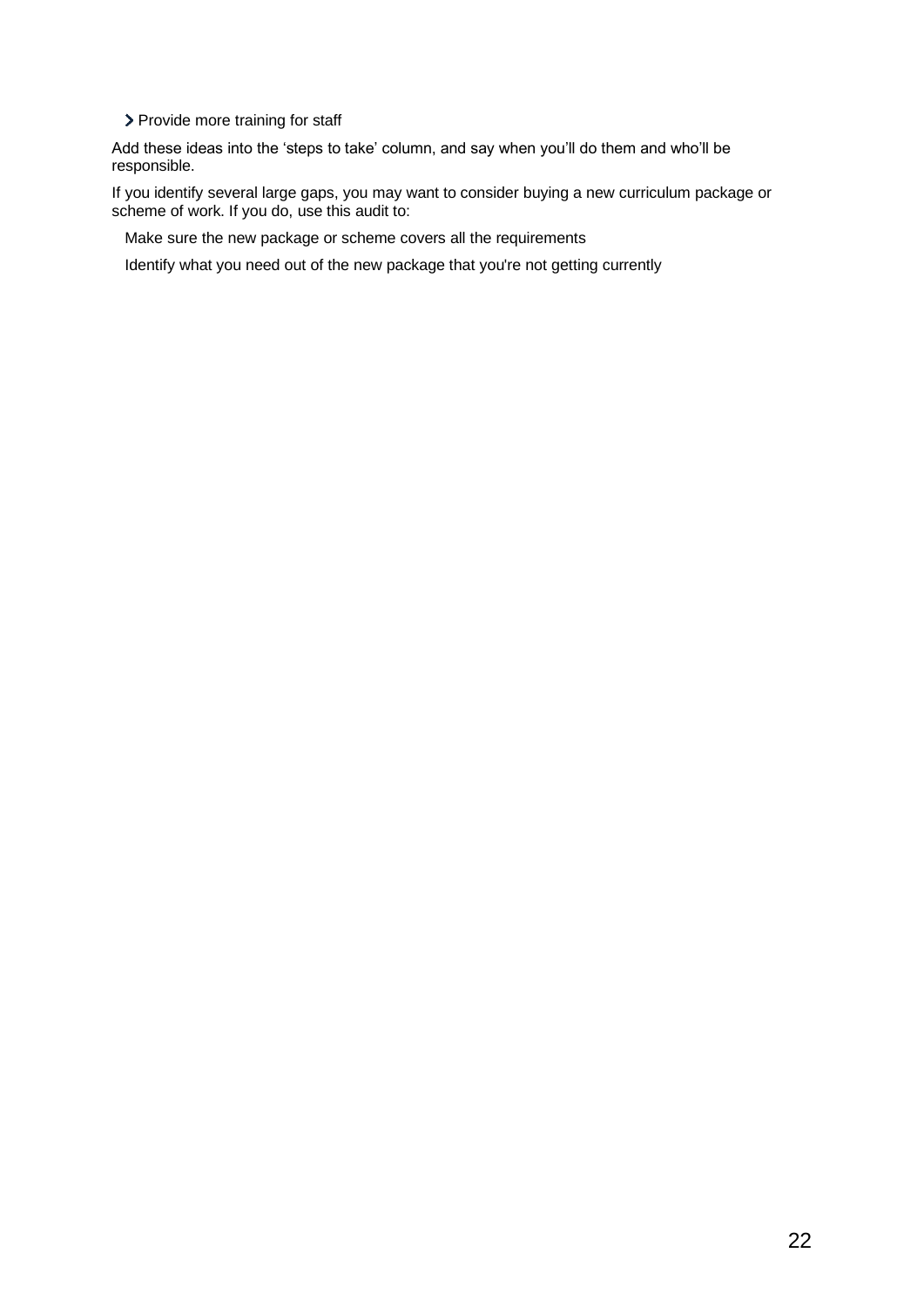- Provide more training for staff

Add these ideas into the 'steps to take' column, and say when you'll do them and who'll be responsible.

If you identify several large gaps, you may want to consider buying a new curriculum package or scheme of work. If you do, use this audit to:

- Make sure the new package or scheme covers all the requirements
- Identify what you need out of the new package that you're not getting currently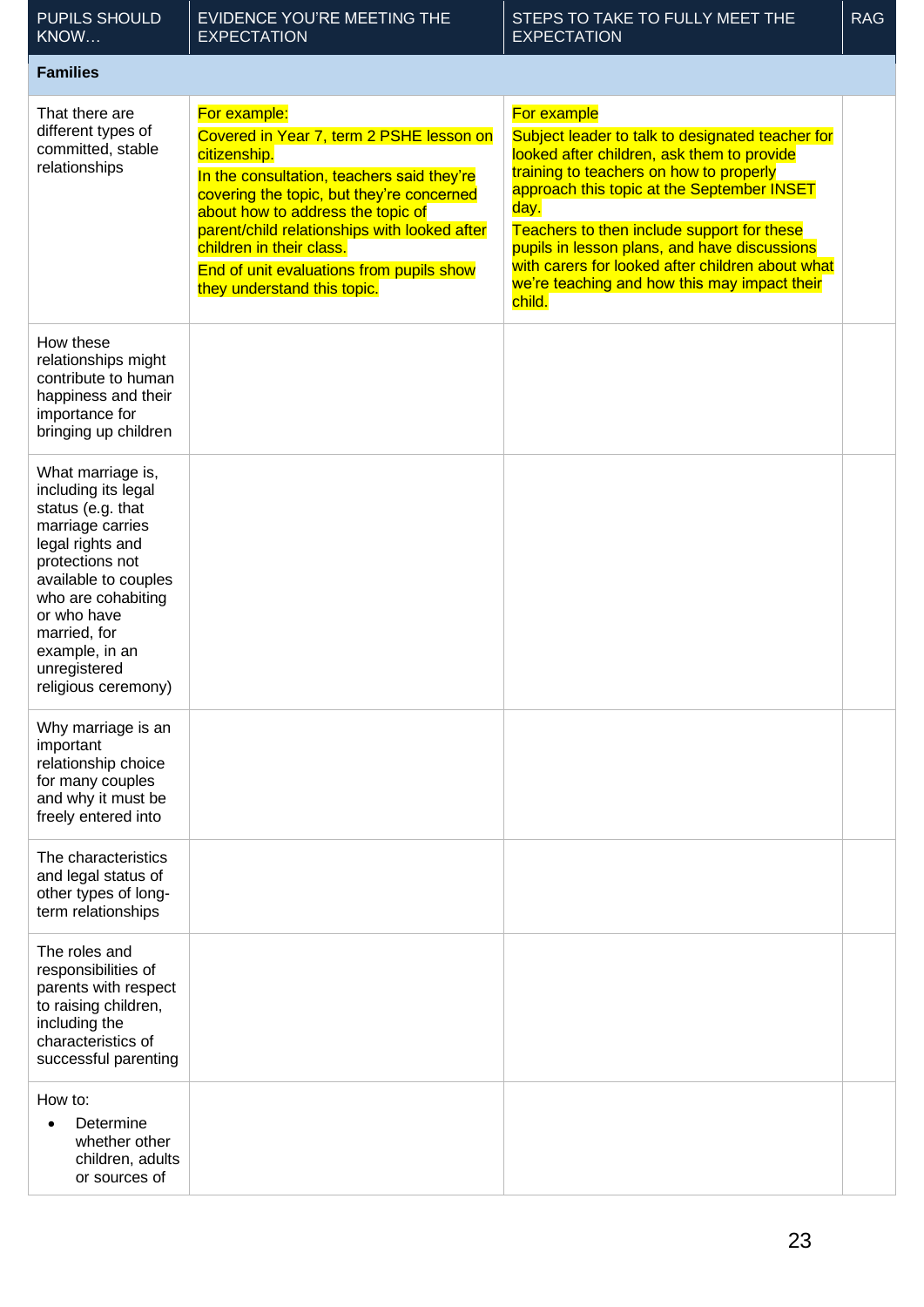| PUPILS SHOULD KNOW… | EVIDENCE YOU'RE MEETING THE EXPECTATION | STEPS TO TAKE TO FULLY MEET THE EXPECTATION | RAG |
|---|---|---|---|
| **Families** | | | |
| That there are different types of committed, stable relationships | For example:<br>Covered in Year 7, term 2 PSHE lesson on citizenship.<br>In the consultation, teachers said they're covering the topic, but they're concerned about how to address the topic of parent/child relationships with looked after children in their class.<br>End of unit evaluations from pupils show they understand this topic. | For example<br>Subject leader to talk to designated teacher for looked after children, ask them to provide training to teachers on how to properly approach this topic at the September INSET day.<br>Teachers to then include support for these pupils in lesson plans, and have discussions with carers for looked after children about what we're teaching and how this may impact their child. | |
| How these relationships might contribute to human happiness and their importance for bringing up children | | | |
| What marriage is, including its legal status (e.g. that marriage carries legal rights and protections not available to couples who are cohabiting or who have married, for example, in an unregistered religious ceremony) | | | |
| Why marriage is an important relationship choice for many couples and why it must be freely entered into | | | |
| The characteristics and legal status of other types of long-term relationships | | | |
| The roles and responsibilities of parents with respect to raising children, including the characteristics of successful parenting | | | |
| How to:<br>• Determine whether other children, adults or sources of | | | |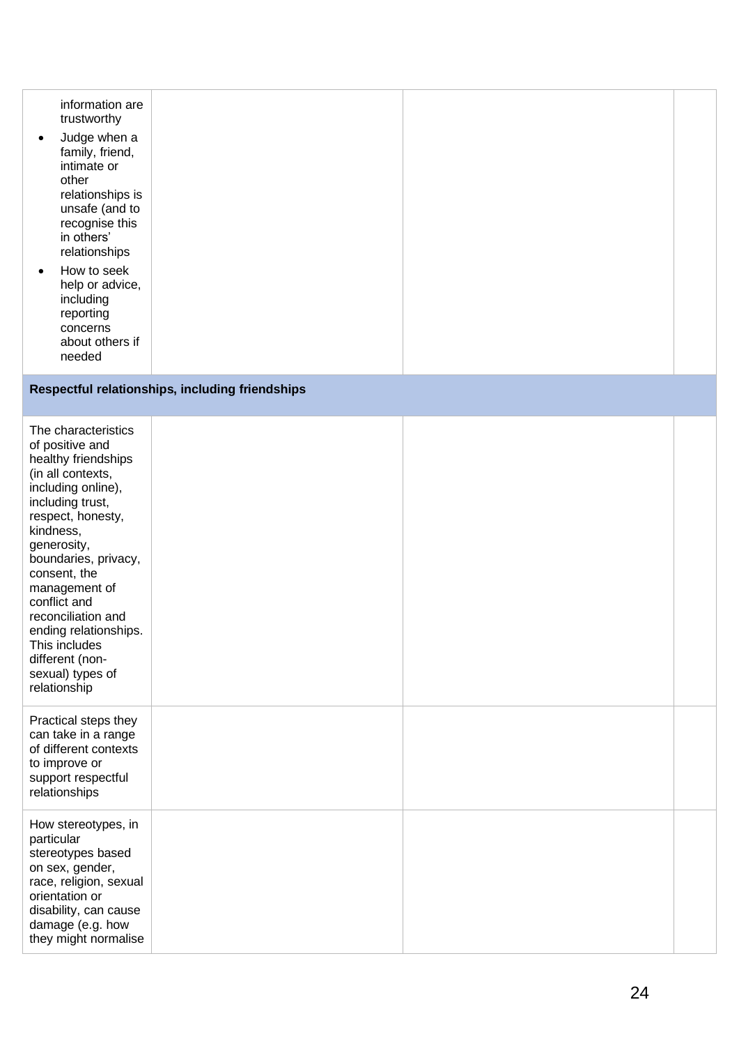| | | | |
|---|---|---|---|
| information are trustworthy<br>• Judge when a family, friend, intimate or other relationships is unsafe (and to recognise this in others' relationships<br>• How to seek help or advice, including reporting concerns about others if needed | | | |
| **Respectful relationships, including friendships** | | | |
| The characteristics of positive and healthy friendships (in all contexts, including online), including trust, respect, honesty, kindness, generosity, boundaries, privacy, consent, the management of conflict and reconciliation and ending relationships. This includes different (non-sexual) types of relationship | | | |
| Practical steps they can take in a range of different contexts to improve or support respectful relationships | | | |
| How stereotypes, in particular stereotypes based on sex, gender, race, religion, sexual orientation or disability, can cause damage (e.g. how they might normalise | | | |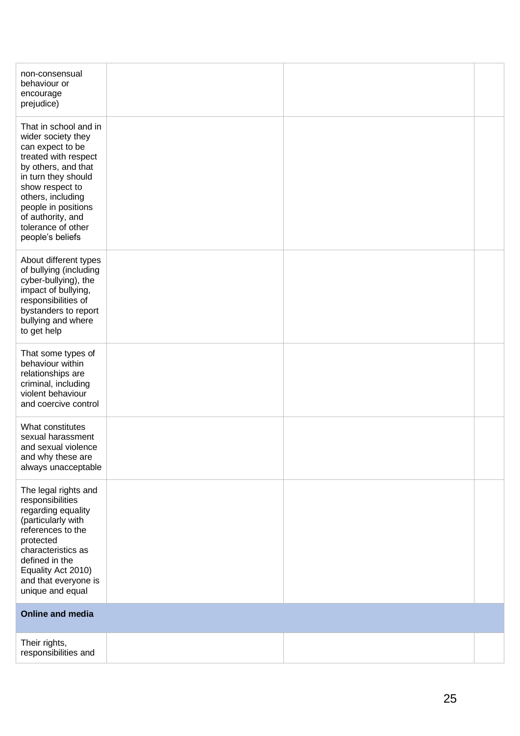| | | | |
|---|---|---|---|
| non-consensual behaviour or encourage prejudice) | | | |
| That in school and in wider society they can expect to be treated with respect by others, and that in turn they should show respect to others, including people in positions of authority, and tolerance of other people's beliefs | | | |
| About different types of bullying (including cyber-bullying), the impact of bullying, responsibilities of bystanders to report bullying and where to get help | | | |
| That some types of behaviour within relationships are criminal, including violent behaviour and coercive control | | | |
| What constitutes sexual harassment and sexual violence and why these are always unacceptable | | | |
| The legal rights and responsibilities regarding equality (particularly with references to the protected characteristics as defined in the Equality Act 2010) and that everyone is unique and equal | | | |
| **Online and media** | | | |
| Their rights, responsibilities and | | | |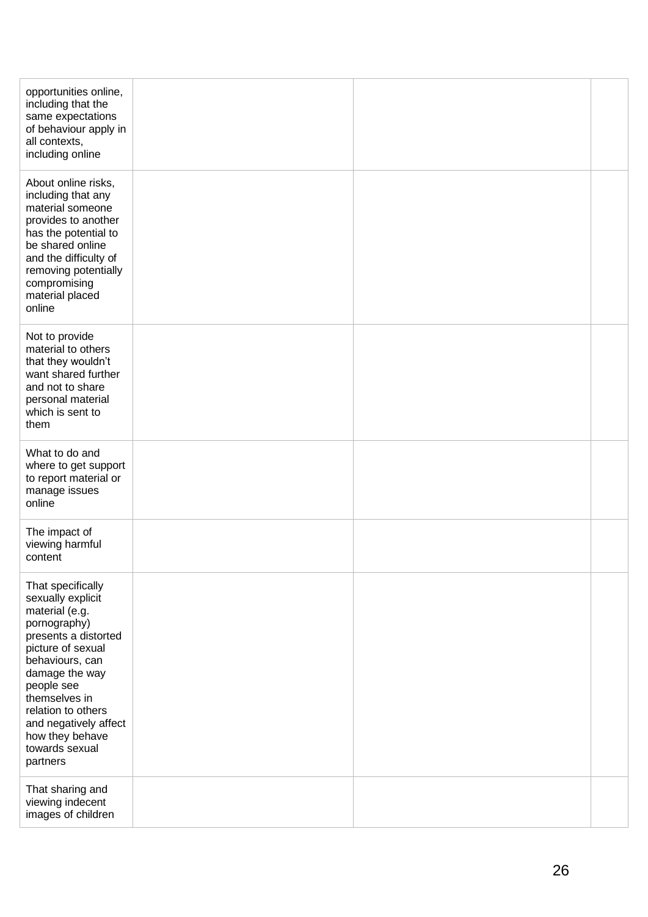| | | | |
|---|---|---|---|
| opportunities online, including that the same expectations of behaviour apply in all contexts, including online | | | |
| About online risks, including that any material someone provides to another has the potential to be shared online and the difficulty of removing potentially compromising material placed online | | | |
| Not to provide material to others that they wouldn't want shared further and not to share personal material which is sent to them | | | |
| What to do and where to get support to report material or manage issues online | | | |
| The impact of viewing harmful content | | | |
| That specifically sexually explicit material (e.g. pornography) presents a distorted picture of sexual behaviours, can damage the way people see themselves in relation to others and negatively affect how they behave towards sexual partners | | | |
| That sharing and viewing indecent images of children | | | |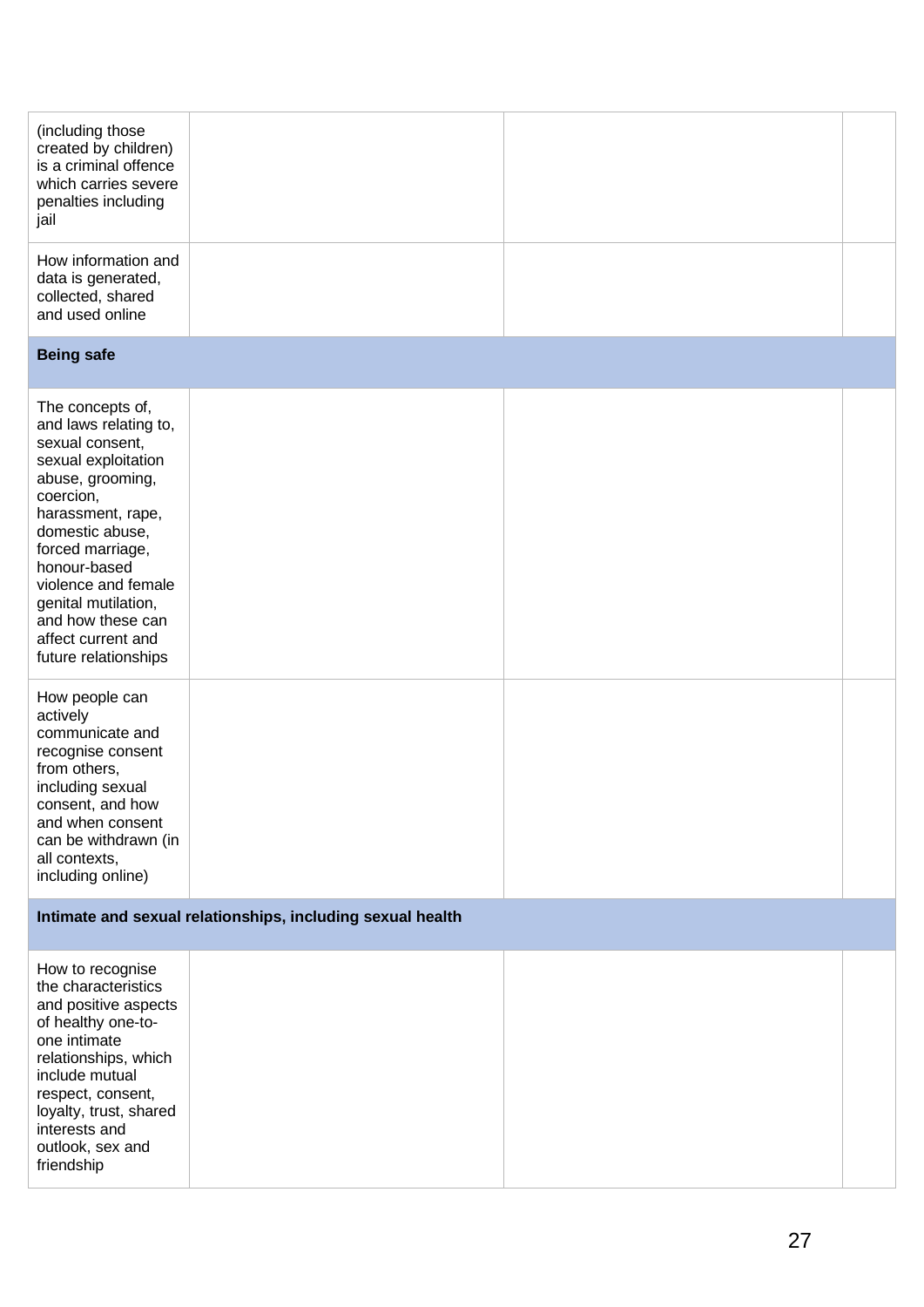| | | | |
|---|---|---|---|
| (including those created by children) is a criminal offence which carries severe penalties including jail | | | |
| How information and data is generated, collected, shared and used online | | | |
| **Being safe** | | | |
| The concepts of, and laws relating to, sexual consent, sexual exploitation abuse, grooming, coercion, harassment, rape, domestic abuse, forced marriage, honour-based violence and female genital mutilation, and how these can affect current and future relationships | | | |
| How people can actively communicate and recognise consent from others, including sexual consent, and how and when consent can be withdrawn (in all contexts, including online) | | | |
| **Intimate and sexual relationships, including sexual health** | | | |
| How to recognise the characteristics and positive aspects of healthy one-to-one intimate relationships, which include mutual respect, consent, loyalty, trust, shared interests and outlook, sex and friendship | | | |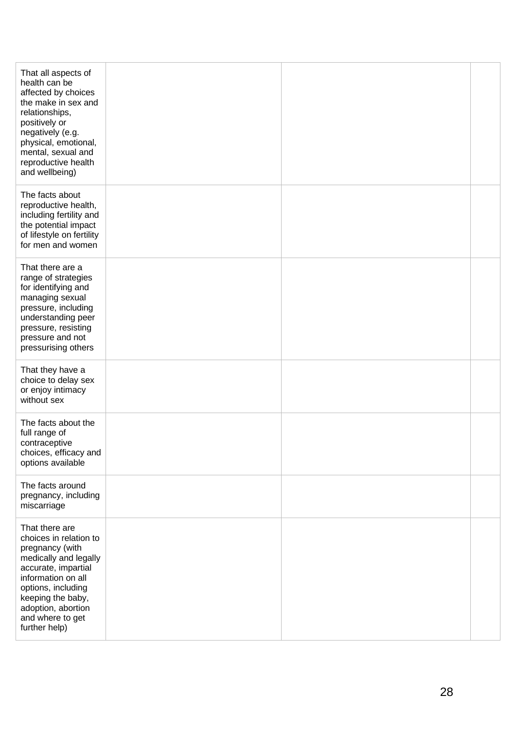| | | | |
|---|---|---|---|
| That all aspects of health can be affected by choices the make in sex and relationships, positively or negatively (e.g. physical, emotional, mental, sexual and reproductive health and wellbeing) | | | |
| The facts about reproductive health, including fertility and the potential impact of lifestyle on fertility for men and women | | | |
| That there are a range of strategies for identifying and managing sexual pressure, including understanding peer pressure, resisting pressure and not pressurising others | | | |
| That they have a choice to delay sex or enjoy intimacy without sex | | | |
| The facts about the full range of contraceptive choices, efficacy and options available | | | |
| The facts around pregnancy, including miscarriage | | | |
| That there are choices in relation to pregnancy (with medically and legally accurate, impartial information on all options, including keeping the baby, adoption, abortion and where to get further help) | | | |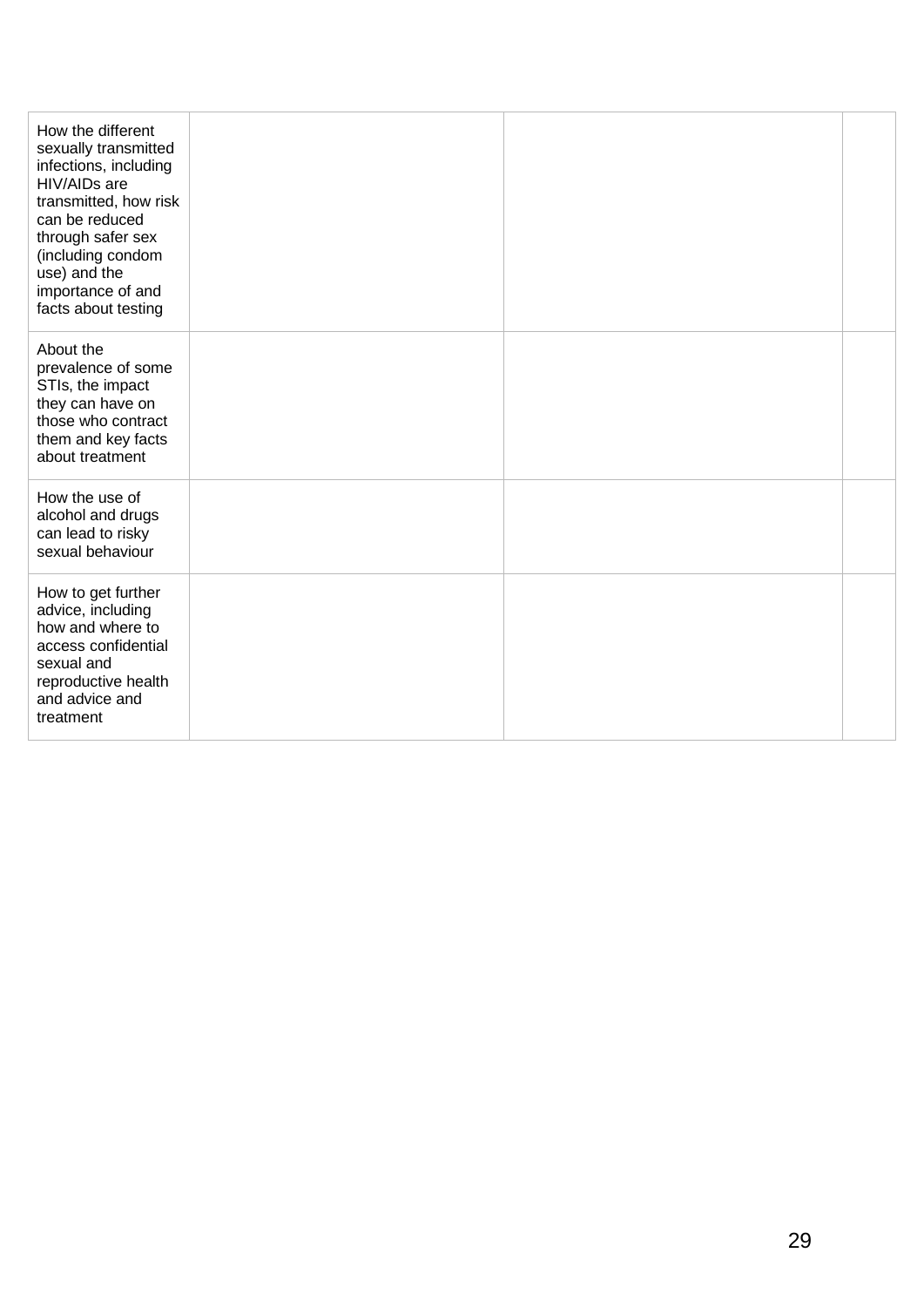| | | | |
|---|---|---|---|
| How the different sexually transmitted infections, including HIV/AIDs are transmitted, how risk can be reduced through safer sex (including condom use) and the importance of and facts about testing | | | |
| About the prevalence of some STIs, the impact they can have on those who contract them and key facts about treatment | | | |
| How the use of alcohol and drugs can lead to risky sexual behaviour | | | |
| How to get further advice, including how and where to access confidential sexual and reproductive health and advice and treatment | | | |